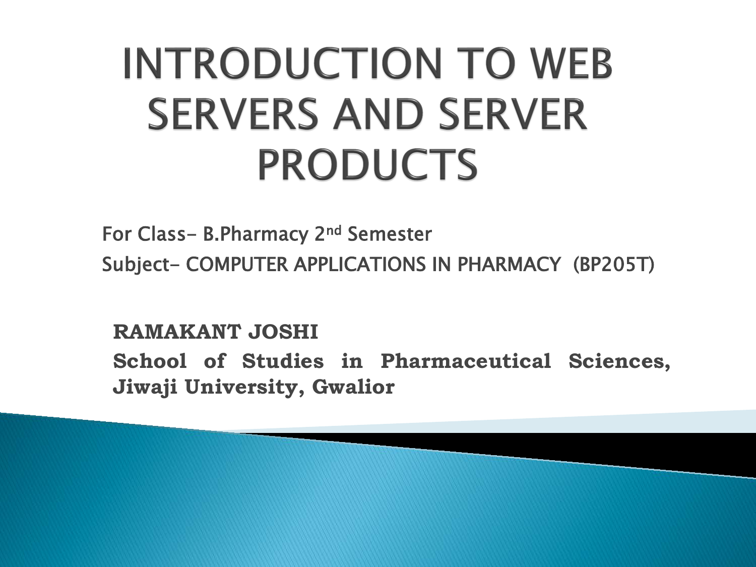# INTRODUCTION TO WEB SERVERS AND SERVER PRODUCTS

For Class- B.Pharmacy 2nd Semester

Subject- COMPUTER APPLICATIONS IN PHARMACY (BP205T)

**RAMAKANT JOSHI**

**School of Studies in Pharmaceutical Sciences, Jiwaji University, Gwalior**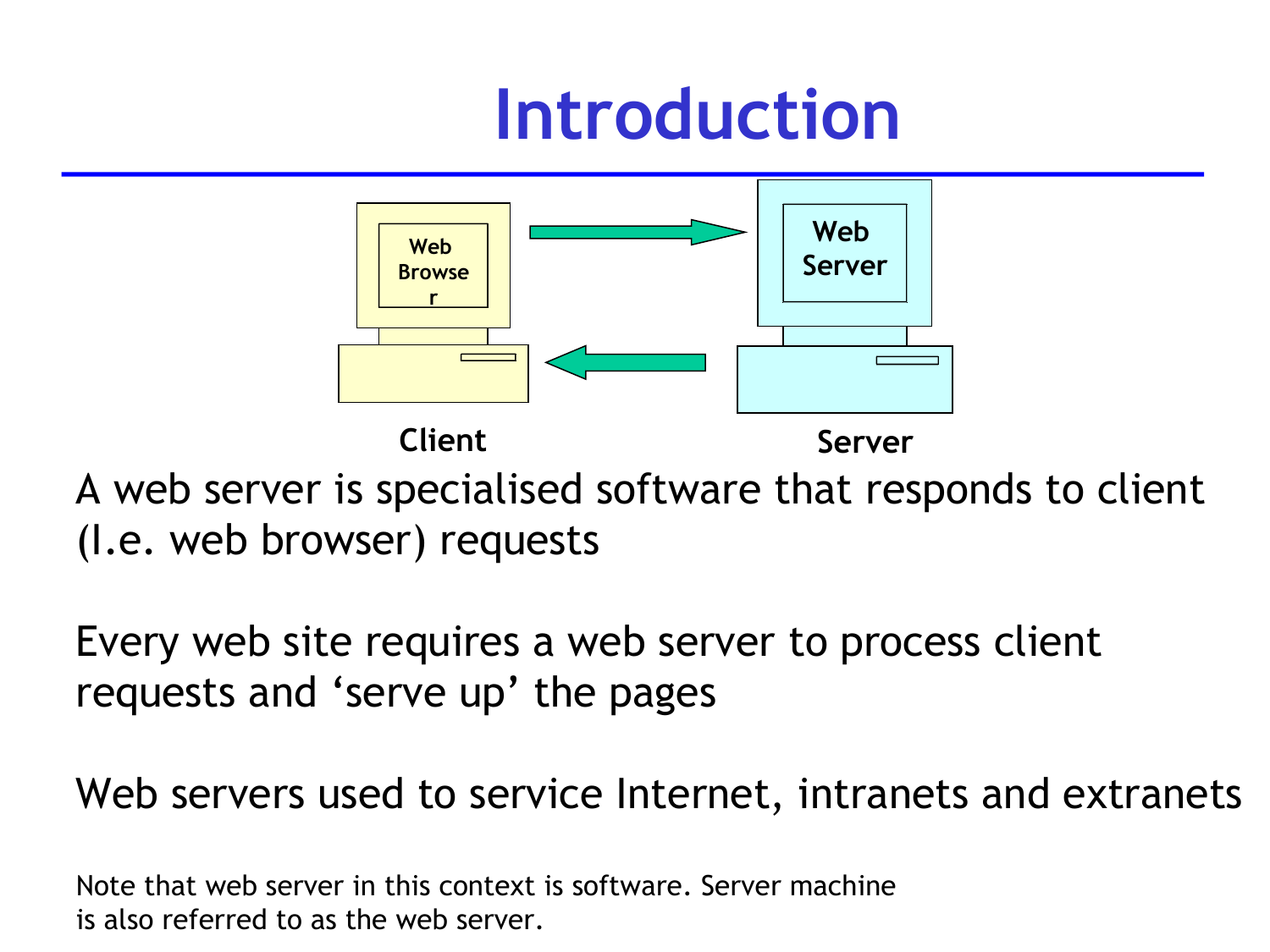# Introduction

Web Browser

Web Server

Client

Server

A web server is specialised software that responds to client (I.e. web browser) requests

Every web site requires a web server to process client requests and 'serve up' the pages

Web servers used to service Internet, intranets and extranets

Note that web server in this context is software. Server machine is also referred to as the web server.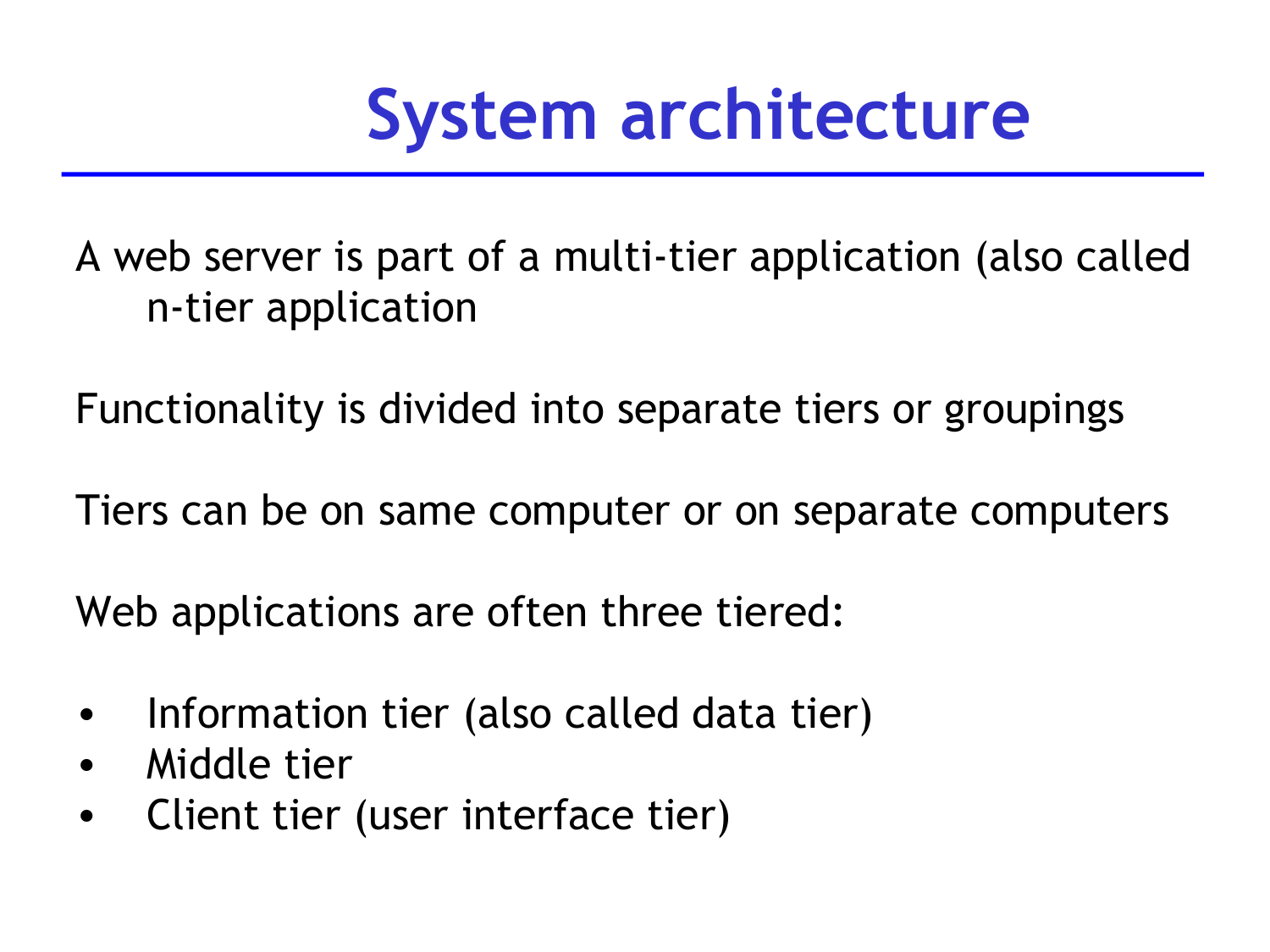# System architecture

A web server is part of a multi-tier application (also called n-tier application

Functionality is divided into separate tiers or groupings

Tiers can be on same computer or on separate computers

Web applications are often three tiered:

- Information tier (also called data tier)
- Middle tier
- Client tier (user interface tier)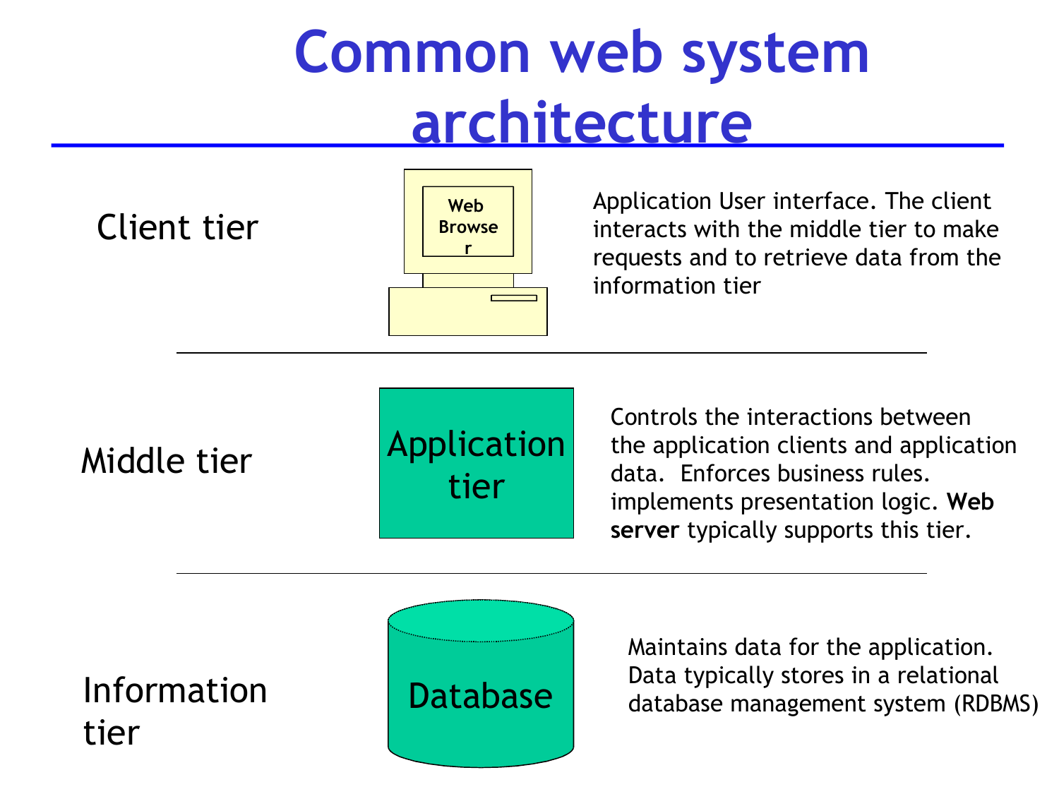# Common web system architecture

**Client tier**

Web Browser

Application User interface. The client interacts with the middle tier to make requests and to retrieve data from the information tier

**Middle tier**

Application tier

Controls the interactions between the application clients and application data. Enforces business rules. implements presentation logic. **Web server** typically supports this tier.

**Information tier**

Database

Maintains data for the application. Data typically stores in a relational database management system (RDBMS)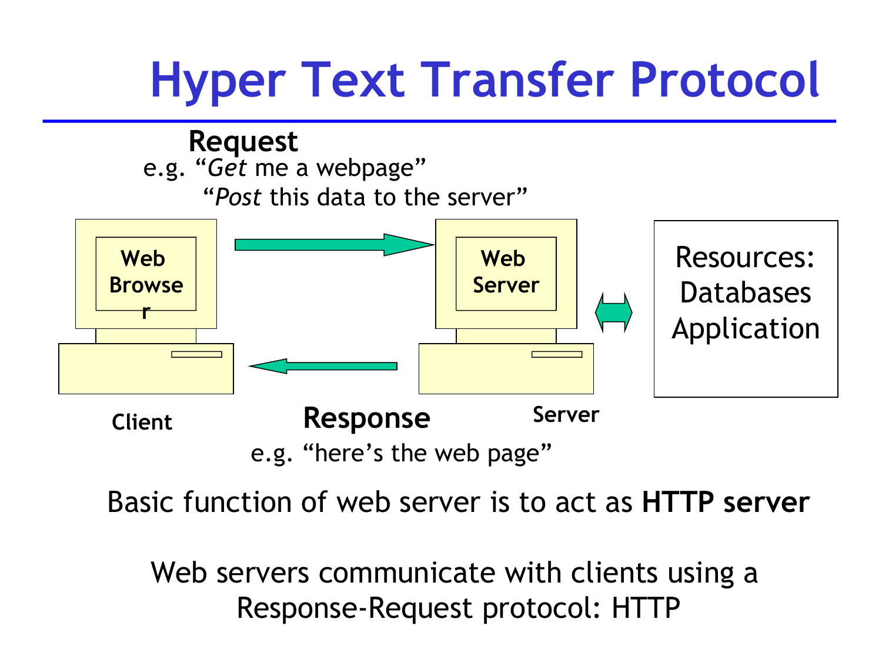# Hyper Text Transfer Protocol

**Request**

e.g. "*Get* me a webpage"
"*Post* this data to the server"

**Web Browser**

**Web Server**

Resources:
Databases
Application

**Client**

**Response**

**Server**

e.g. "here's the web page"

Basic function of web server is to act as **HTTP server**

Web servers communicate with clients using a Response-Request protocol: HTTP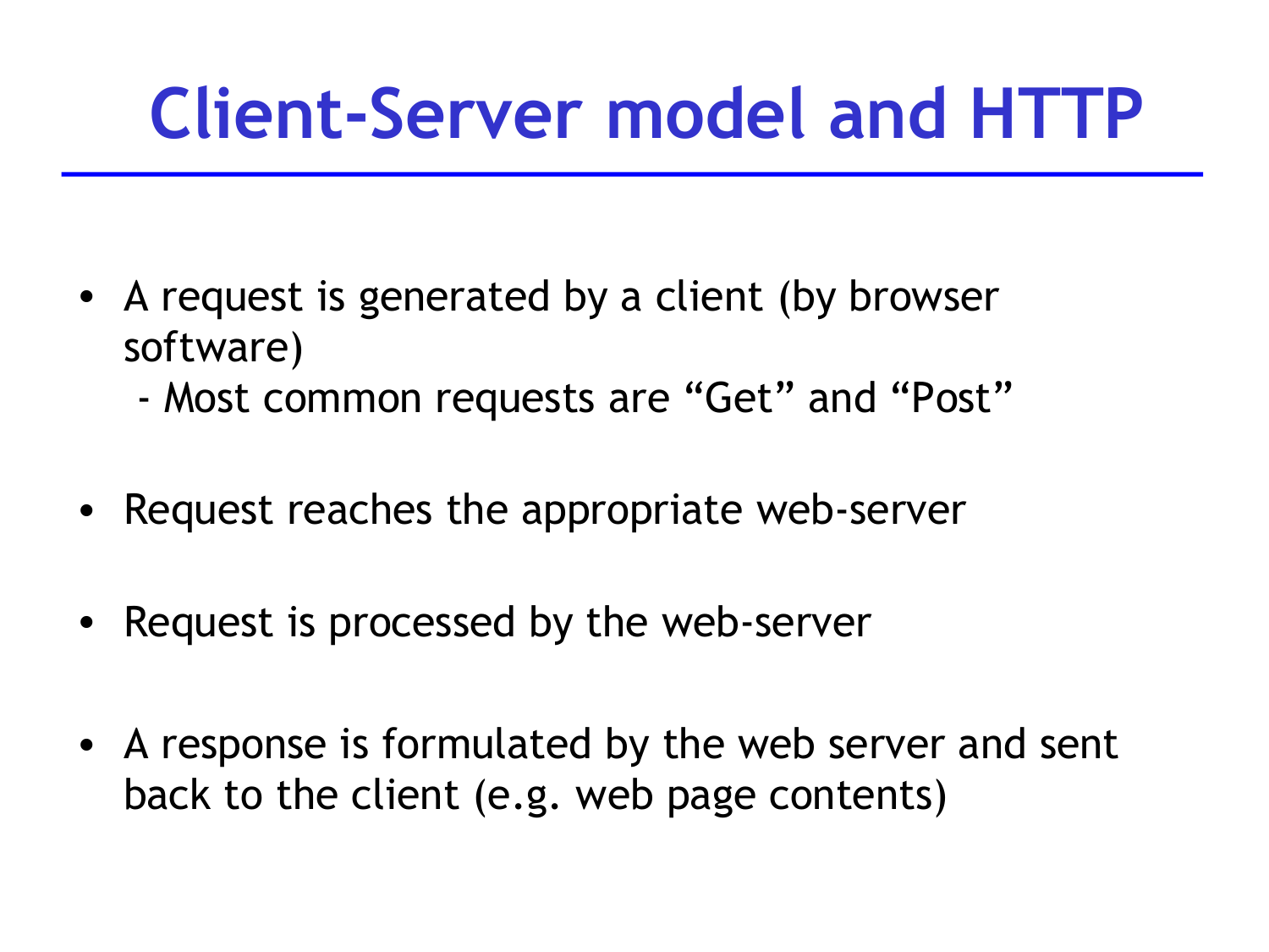# Client-Server model and HTTP

- A request is generated by a client (by browser software)
  - Most common requests are “Get” and “Post”
- Request reaches the appropriate web-server
- Request is processed by the web-server
- A response is formulated by the web server and sent back to the client (e.g. web page contents)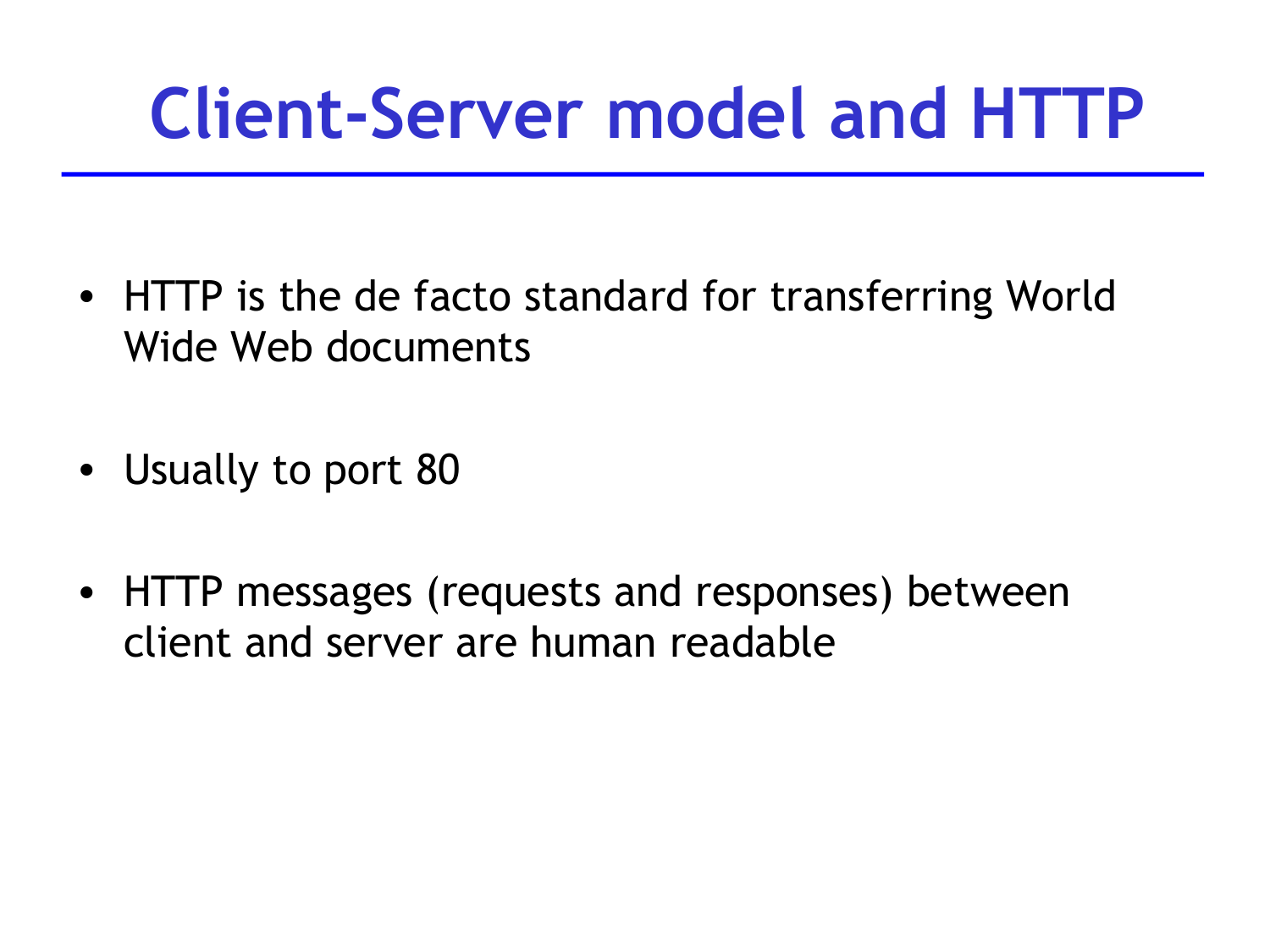# Client-Server model and HTTP

- HTTP is the de facto standard for transferring World Wide Web documents
- Usually to port 80
- HTTP messages (requests and responses) between client and server are human readable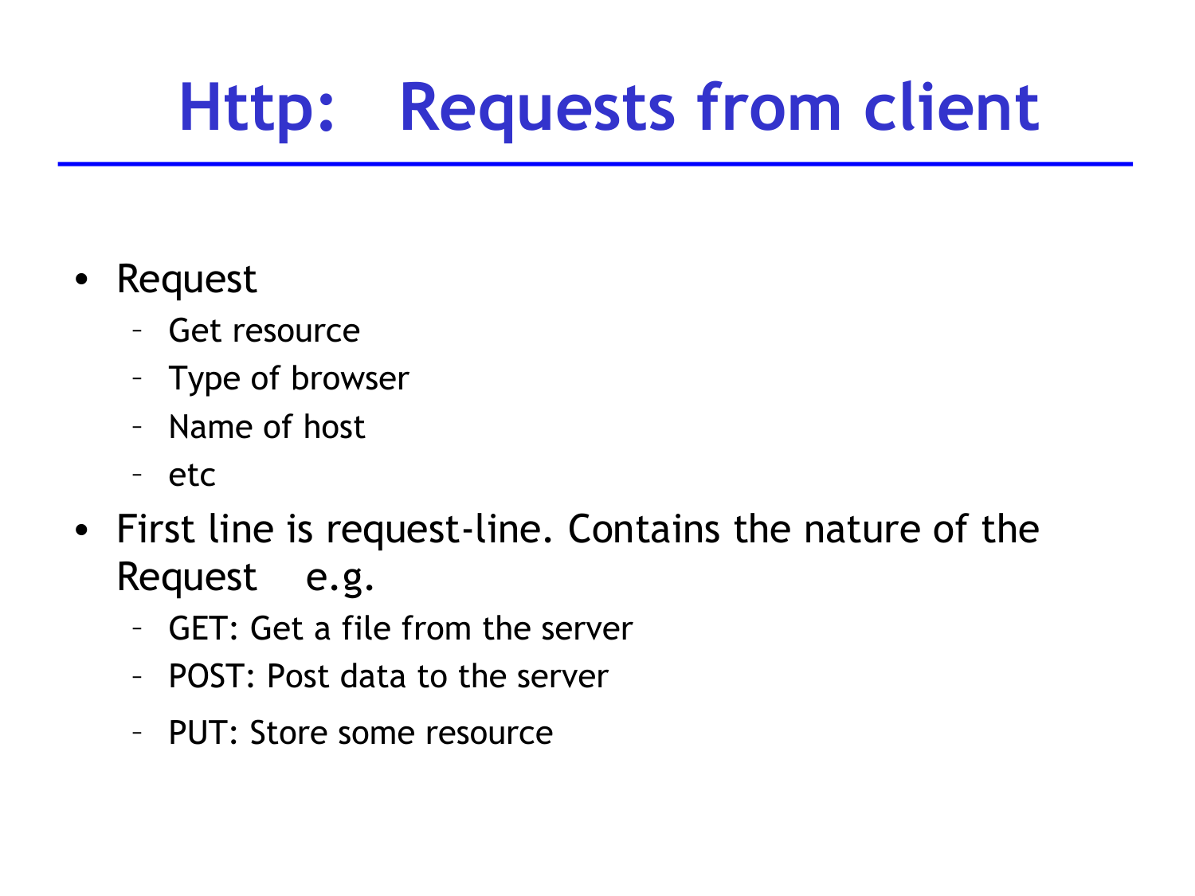# Http: Requests from client

- Request
  - Get resource
  - Type of browser
  - Name of host
  - etc
- First line is request-line. Contains the nature of the Request e.g.
  - GET: Get a file from the server
  - POST: Post data to the server
  - PUT: Store some resource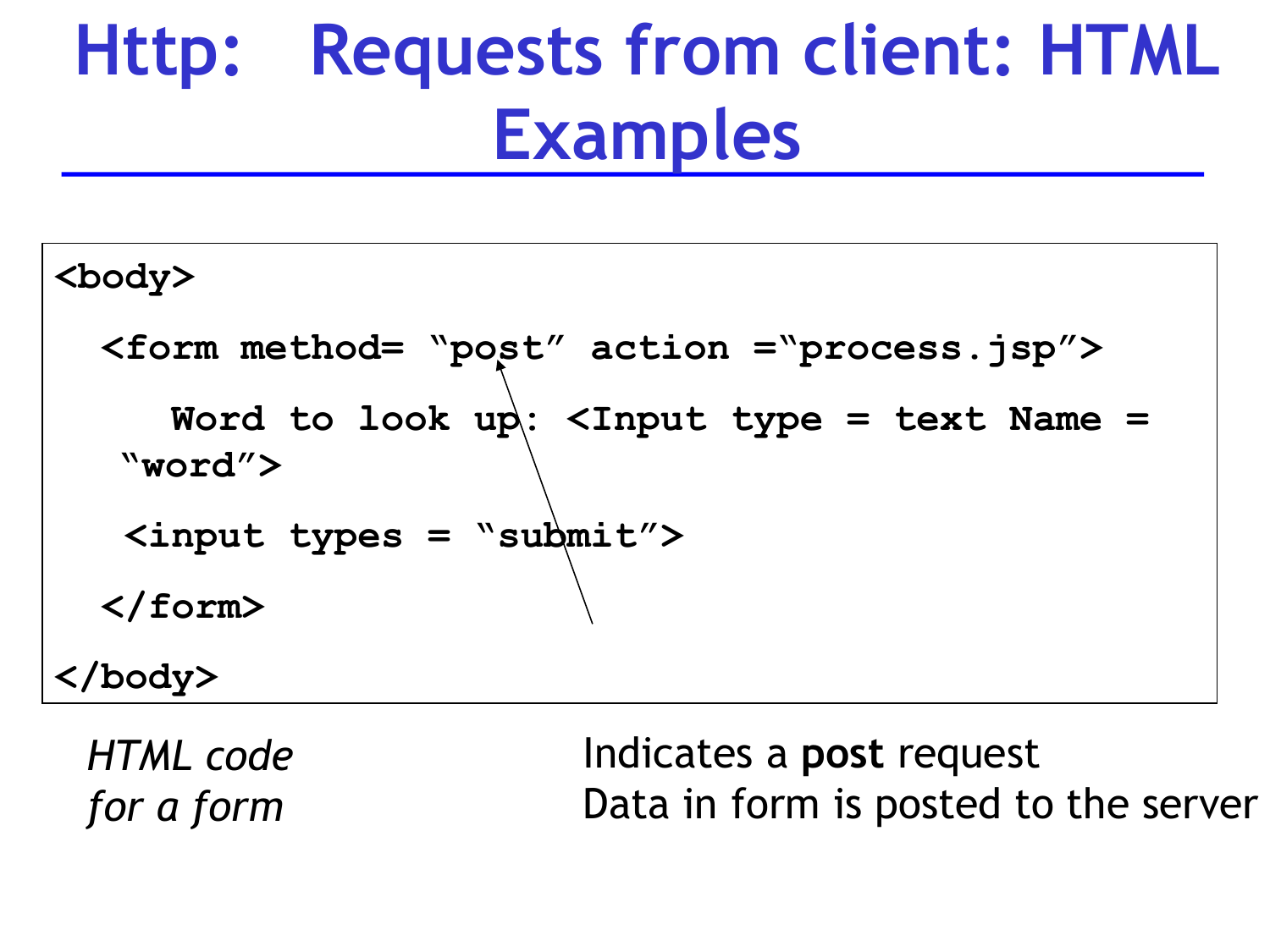# Http: Requests from client: HTML Examples

```
<body>
  <form method= “post” action =“process.jsp”>
     Word to look up: <Input type = text Name =
    “word”>
    <input types = “submit”>
  </form>
</body>
```

*HTML code for a form*

Indicates a **post** request
Data in form is posted to the server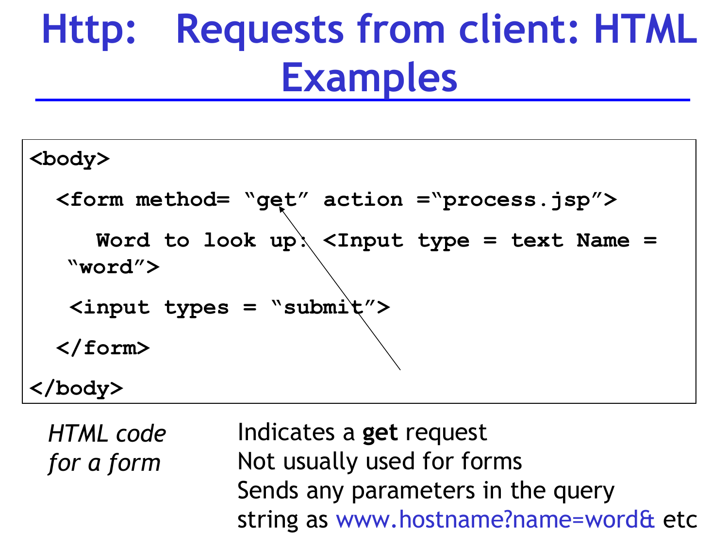# Http: Requests from client: HTML Examples

```
<body>
  <form method= “get” action =“process.jsp”>
     Word to look up: <Input type = text Name =
   “word”>
   <input types = “submit”>
  </form>
</body>
```

*HTML code for a form*

Indicates a **get** request
Not usually used for forms
Sends any parameters in the query string as www.hostname?name=word& etc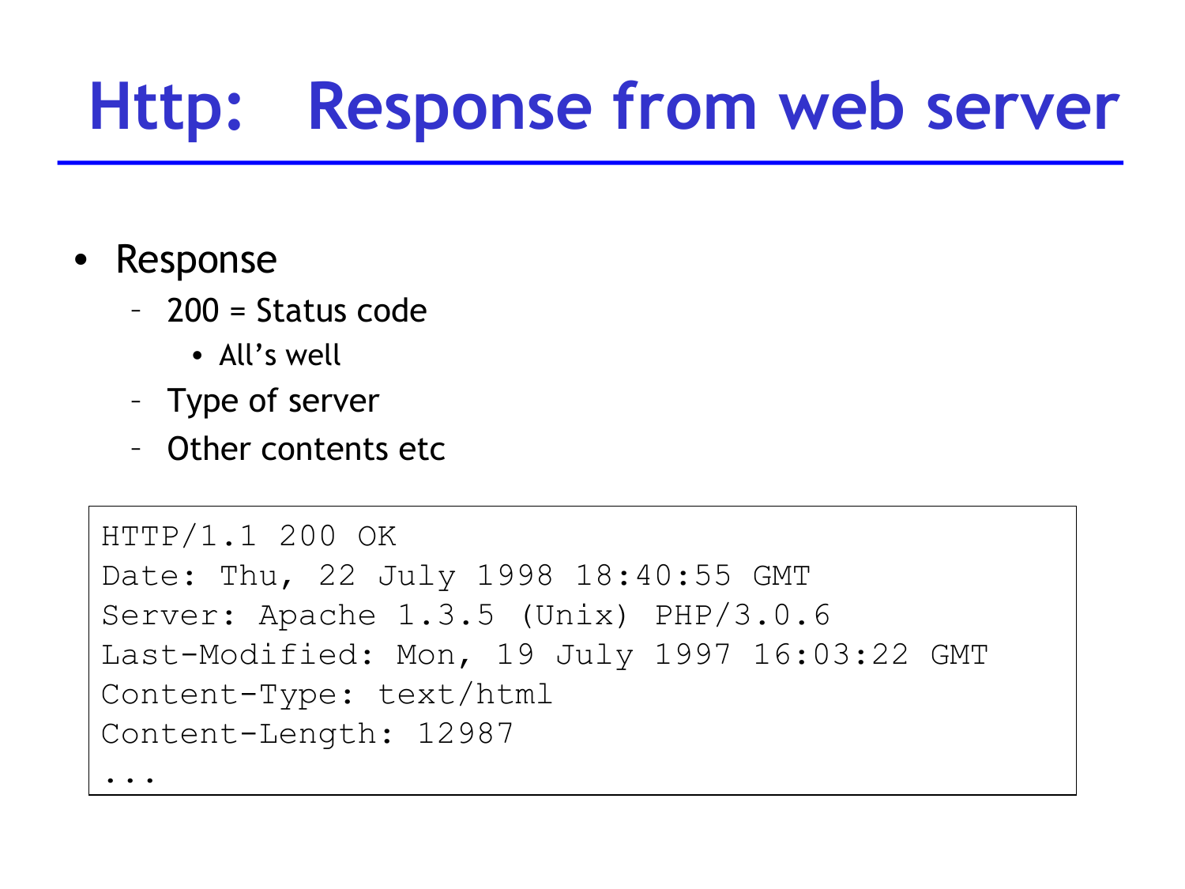# Http: Response from web server

- Response
  - 200 = Status code
    - All's well
  - Type of server
  - Other contents etc

```
HTTP/1.1 200 OK
Date: Thu, 22 July 1998 18:40:55 GMT
Server: Apache 1.3.5 (Unix) PHP/3.0.6
Last-Modified: Mon, 19 July 1997 16:03:22 GMT
Content-Type: text/html
Content-Length: 12987
...
```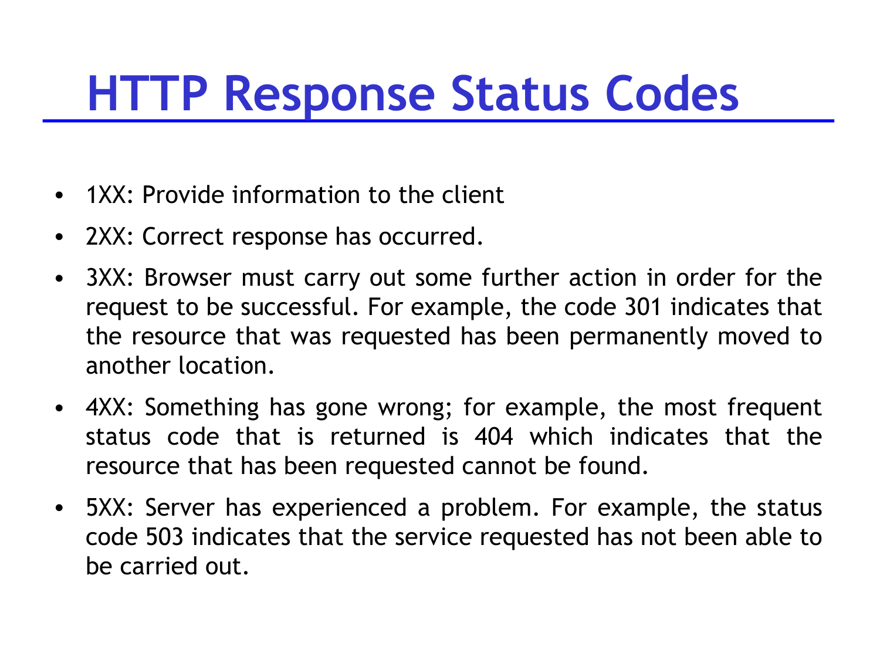# HTTP Response Status Codes

- 1XX: Provide information to the client
- 2XX: Correct response has occurred.
- 3XX: Browser must carry out some further action in order for the request to be successful. For example, the code 301 indicates that the resource that was requested has been permanently moved to another location.
- 4XX: Something has gone wrong; for example, the most frequent status code that is returned is 404 which indicates that the resource that has been requested cannot be found.
- 5XX: Server has experienced a problem. For example, the status code 503 indicates that the service requested has not been able to be carried out.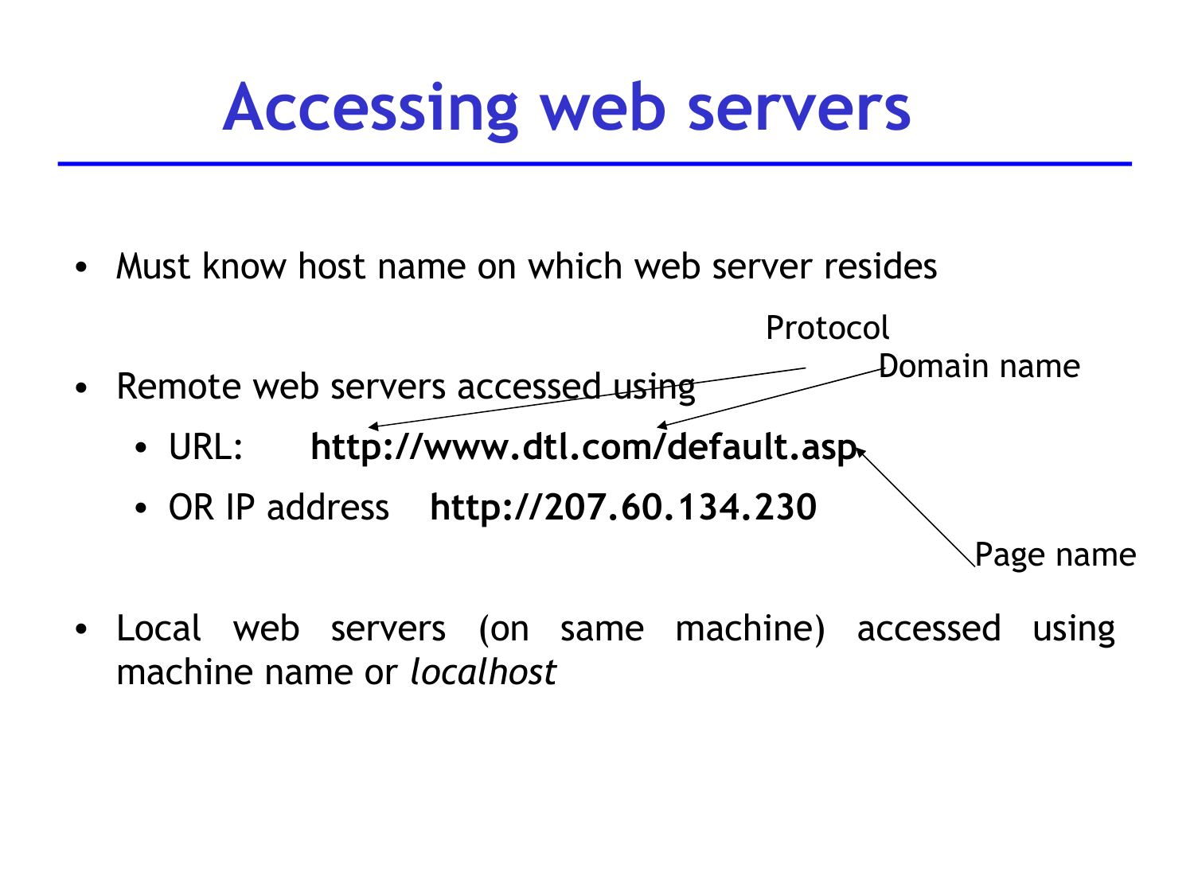# Accessing web servers

- Must know host name on which web server resides
- Remote web servers accessed using
  - URL: **http://www.dtl.com/default.asp**
  - OR IP address **http://207.60.134.230**

Protocol

Domain name

Page name

- Local web servers (on same machine) accessed using machine name or *localhost*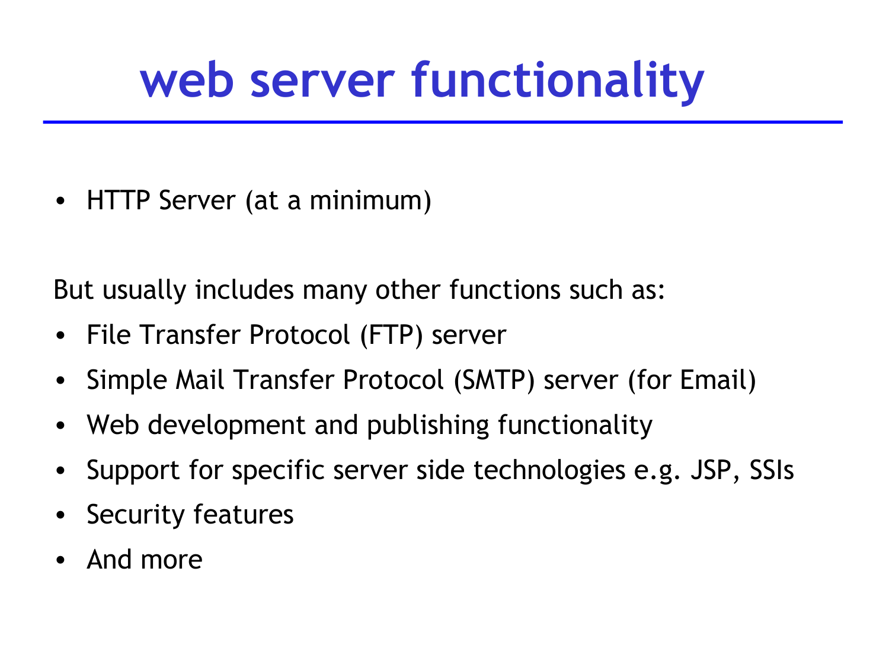# web server functionality

- HTTP Server (at a minimum)

But usually includes many other functions such as:

- File Transfer Protocol (FTP) server
- Simple Mail Transfer Protocol (SMTP) server (for Email)
- Web development and publishing functionality
- Support for specific server side technologies e.g. JSP, SSIs
- Security features
- And more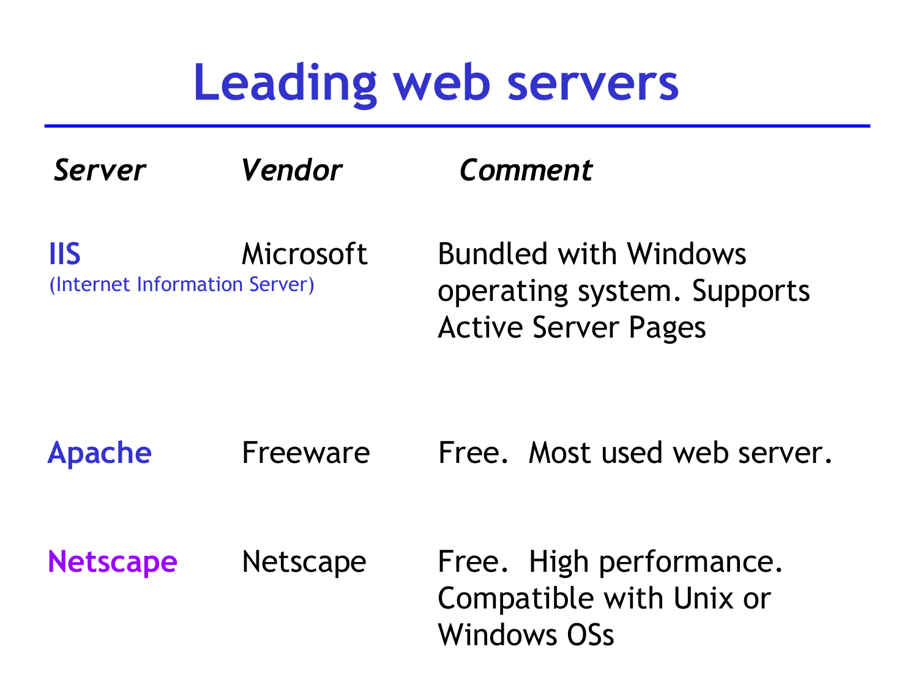# Leading web servers

| *Server* | *Vendor* | *Comment* |
| --- | --- | --- |
| **IIS** (Internet Information Server) | Microsoft | Bundled with Windows operating system. Supports Active Server Pages |
| **Apache** | Freeware | Free.  Most used web server. |
| **Netscape** | Netscape | Free.  High performance. Compatible with Unix or Windows OSs |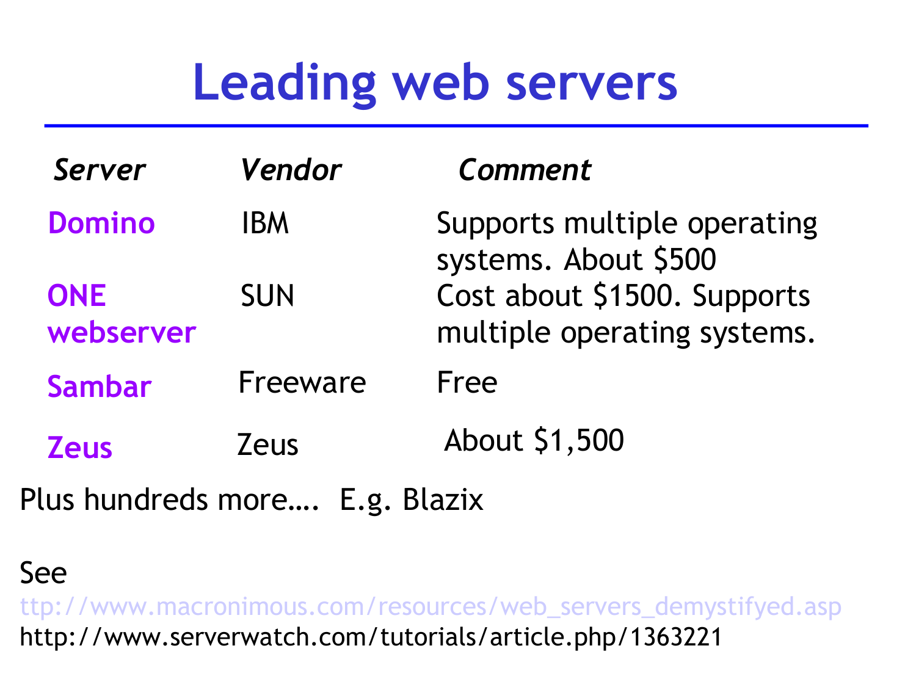# Leading web servers

| *Server* | *Vendor* | *Comment* |
|---|---|---|
| **Domino** | IBM | Supports multiple operating systems. About $500 |
| **ONE webserver** | SUN | Cost about $1500. Supports multiple operating systems. |
| **Sambar** | Freeware | Free |
| **Zeus** | Zeus | About $1,500 |

Plus hundreds more…. E.g. Blazix

See

ttp://www.macronimous.com/resources/web_servers_demystifyed.asp

http://www.serverwatch.com/tutorials/article.php/1363221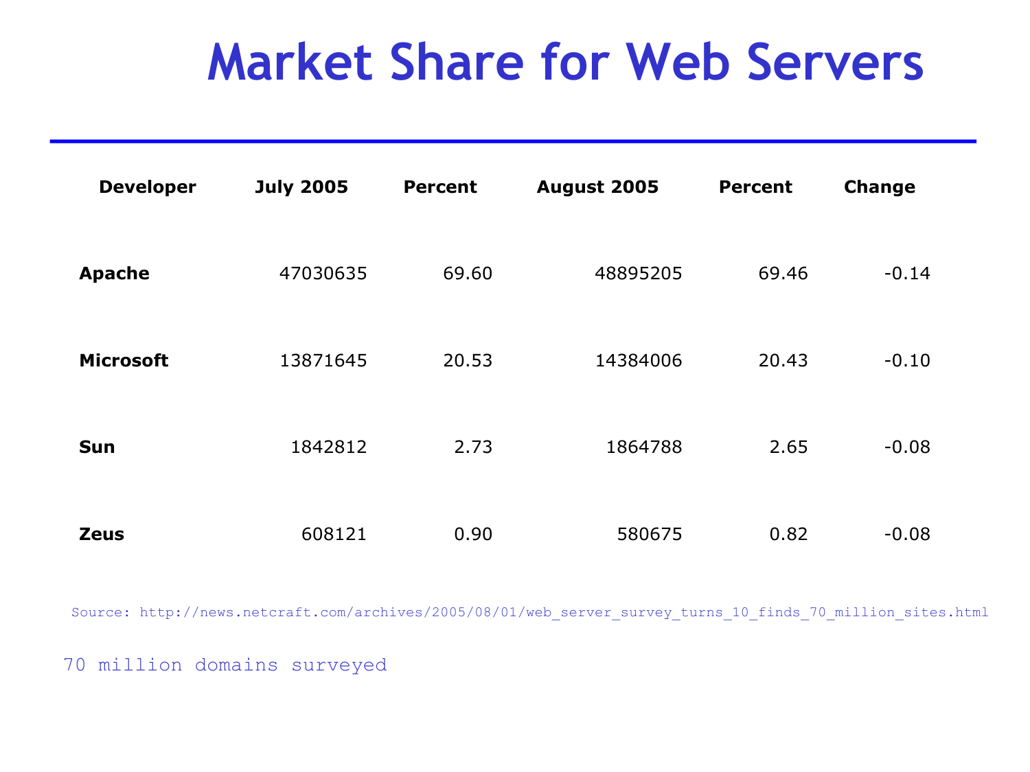# Market Share for Web Servers

| Developer | July 2005 | Percent | August 2005 | Percent | Change |
|---|---|---|---|---|---|
| **Apache** | 47030635 | 69.60 | 48895205 | 69.46 | -0.14 |
| **Microsoft** | 13871645 | 20.53 | 14384006 | 20.43 | -0.10 |
| **Sun** | 1842812 | 2.73 | 1864788 | 2.65 | -0.08 |
| **Zeus** | 608121 | 0.90 | 580675 | 0.82 | -0.08 |

Source: http://news.netcraft.com/archives/2005/08/01/web_server_survey_turns_10_finds_70_million_sites.html

70 million domains surveyed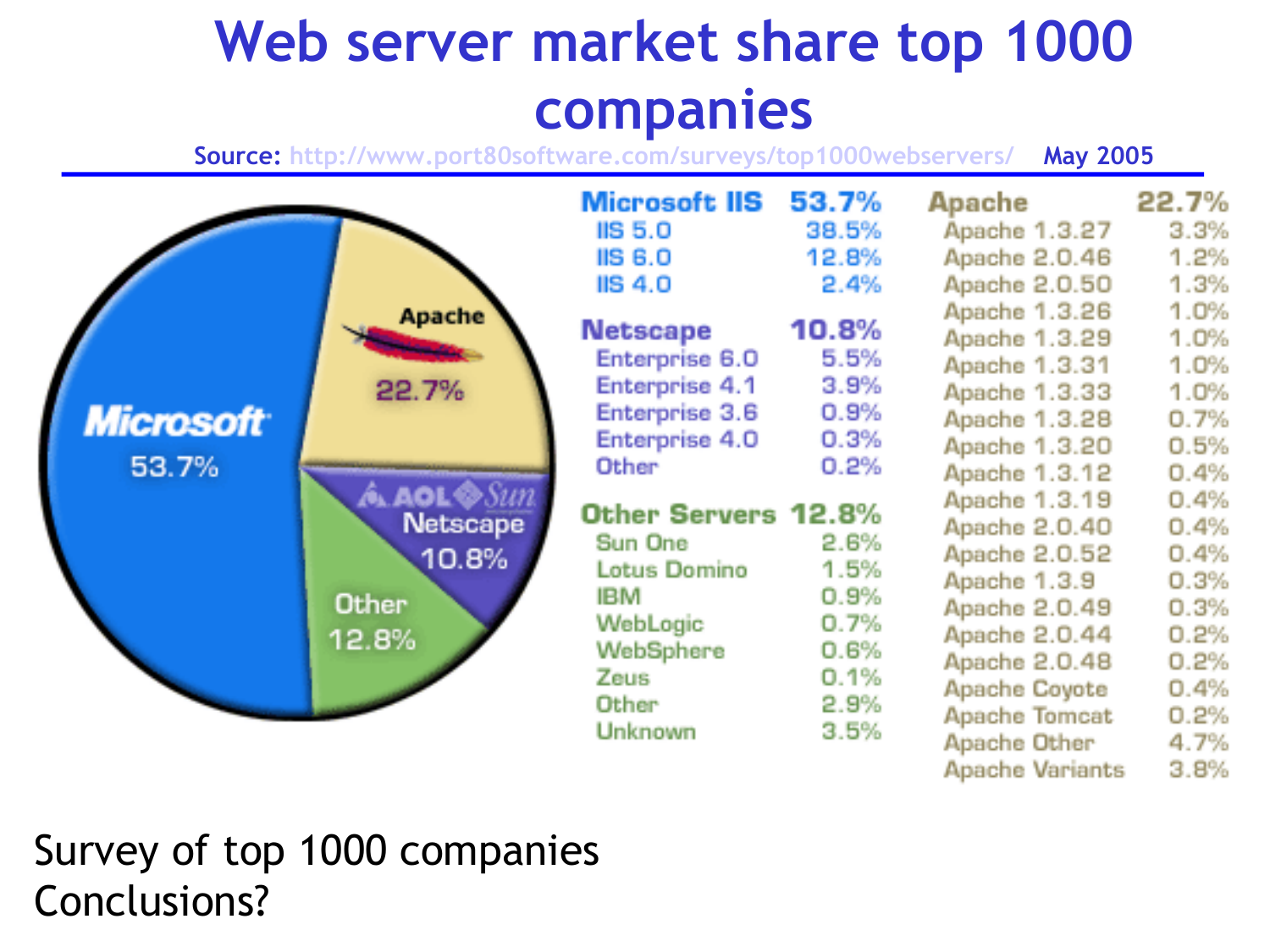# Web server market share top 1000 companies

**Source:** http://www.port80software.com/surveys/top1000webservers/ **May 2005**

Apache 22.7%
Microsoft 53.7%
AOL Sun Netscape 10.8%
Other 12.8%

| Microsoft IIS | 53.7% |
|---|---|
| IIS 5.0 | 38.5% |
| IIS 6.0 | 12.8% |
| IIS 4.0 | 2.4% |

| Netscape | 10.8% |
|---|---|
| Enterprise 6.0 | 5.5% |
| Enterprise 4.1 | 3.9% |
| Enterprise 3.6 | 0.9% |
| Enterprise 4.0 | 0.3% |
| Other | 0.2% |

| Other Servers | 12.8% |
|---|---|
| Sun One | 2.6% |
| Lotus Domino | 1.5% |
| IBM | 0.9% |
| WebLogic | 0.7% |
| WebSphere | 0.6% |
| Zeus | 0.1% |
| Other | 2.9% |
| Unknown | 3.5% |

| Apache | 22.7% |
|---|---|
| Apache 1.3.27 | 3.3% |
| Apache 2.0.46 | 1.2% |
| Apache 2.0.50 | 1.3% |
| Apache 1.3.26 | 1.0% |
| Apache 1.3.29 | 1.0% |
| Apache 1.3.31 | 1.0% |
| Apache 1.3.33 | 1.0% |
| Apache 1.3.28 | 0.7% |
| Apache 1.3.20 | 0.5% |
| Apache 1.3.12 | 0.4% |
| Apache 1.3.19 | 0.4% |
| Apache 2.0.40 | 0.4% |
| Apache 2.0.52 | 0.4% |
| Apache 1.3.9 | 0.3% |
| Apache 2.0.49 | 0.3% |
| Apache 2.0.44 | 0.2% |
| Apache 2.0.48 | 0.2% |
| Apache Coyote | 0.4% |
| Apache Tomcat | 0.2% |
| Apache Other | 4.7% |
| Apache Variants | 3.8% |

Survey of top 1000 companies
Conclusions?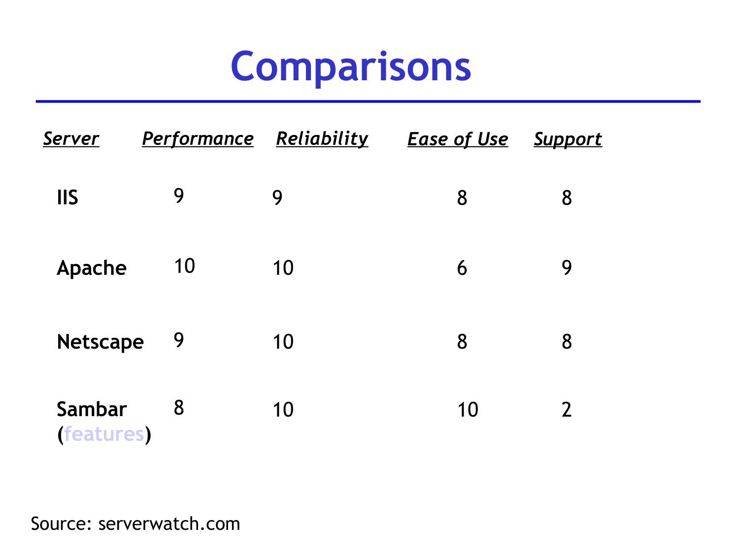# Comparisons

| *Server* | *Performance* | *Reliability* | *Ease of Use* | *Support* |
|---|---|---|---|---|
| **IIS** | 9 | 9 | 8 | 8 |
| **Apache** | 10 | 10 | 6 | 9 |
| **Netscape** | 9 | 10 | 8 | 8 |
| **Sambar (features)** | 8 | 10 | 10 | 2 |

Source: serverwatch.com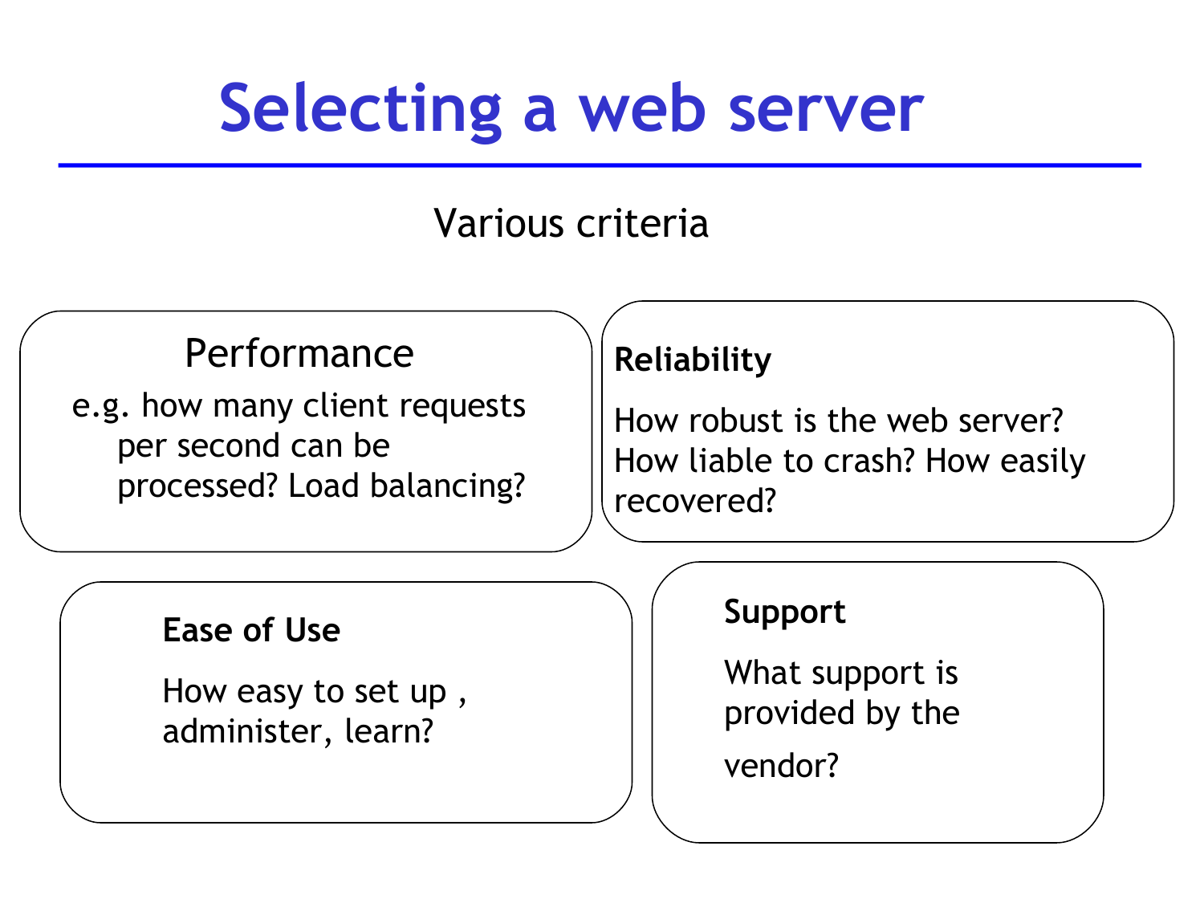# Selecting a web server

Various criteria

**Performance**

e.g. how many client requests per second can be processed? Load balancing?

**Reliability**

How robust is the web server? How liable to crash? How easily recovered?

**Ease of Use**

How easy to set up , administer, learn?

**Support**

What support is provided by the vendor?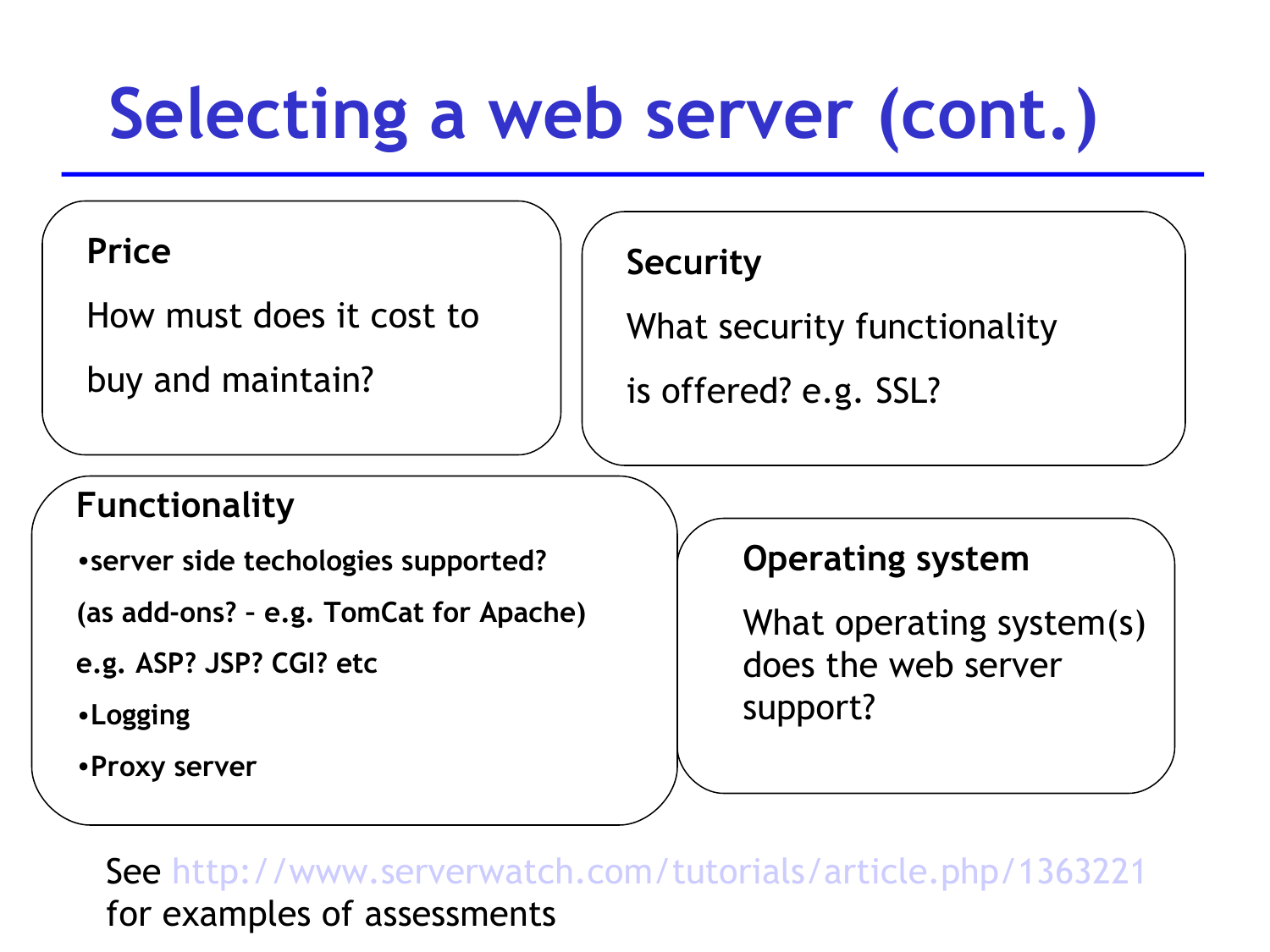# Selecting a web server (cont.)

**Price**

How must does it cost to buy and maintain?

**Security**

What security functionality is offered? e.g. SSL?

**Functionality**

- **server side techologies supported? (as add-ons? – e.g. TomCat for Apache) e.g. ASP? JSP? CGI? etc**
- **Logging**
- **Proxy server**

**Operating system**

What operating system(s) does the web server support?

See http://www.serverwatch.com/tutorials/article.php/1363221 for examples of assessments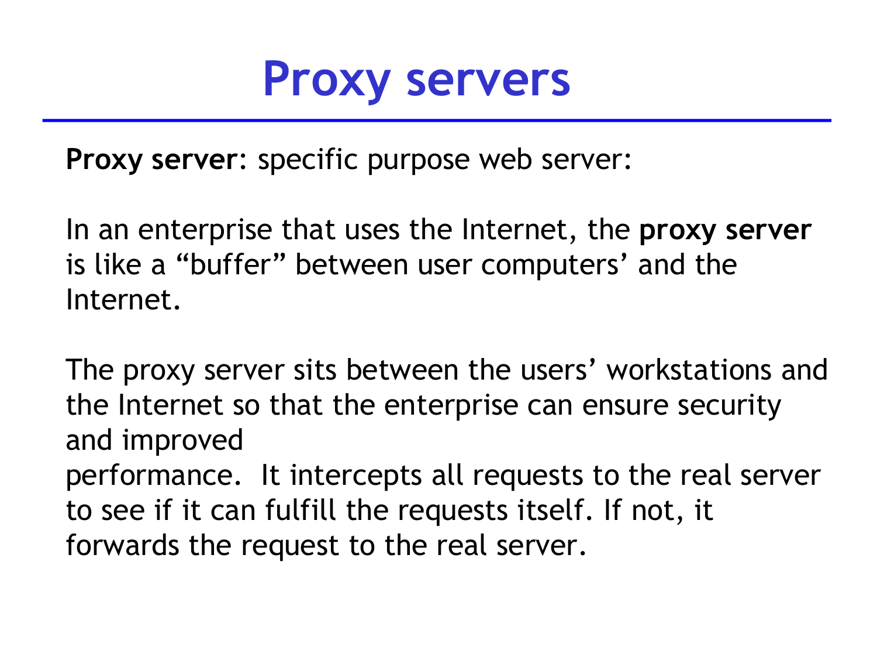# Proxy servers

**Proxy server**: specific purpose web server:

In an enterprise that uses the Internet, the **proxy server** is like a “buffer” between user computers’ and the Internet.

The proxy server sits between the users’ workstations and the Internet so that the enterprise can ensure security and improved
performance. It intercepts all requests to the real server to see if it can fulfill the requests itself. If not, it forwards the request to the real server.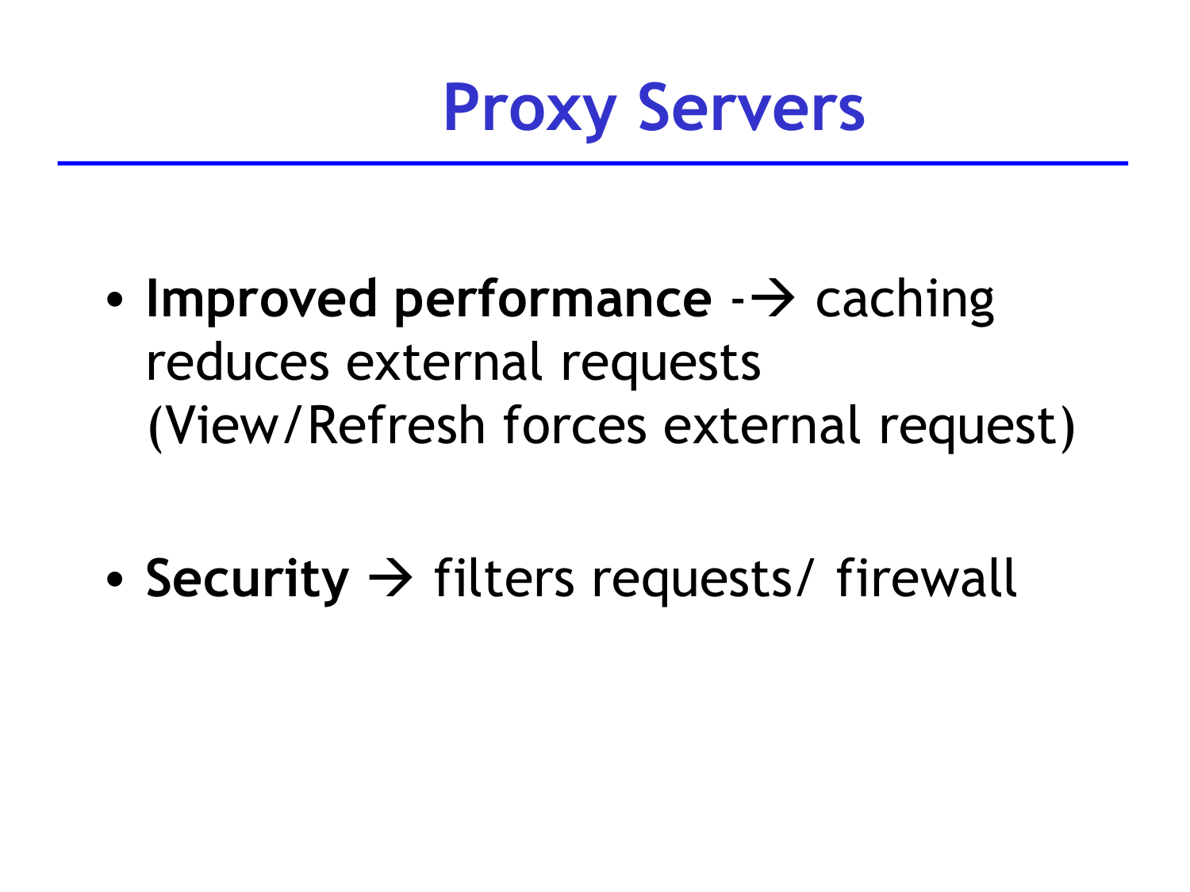# Proxy Servers

- **Improved performance** -→ caching reduces external requests (View/Refresh forces external request)

- **Security** → filters requests/ firewall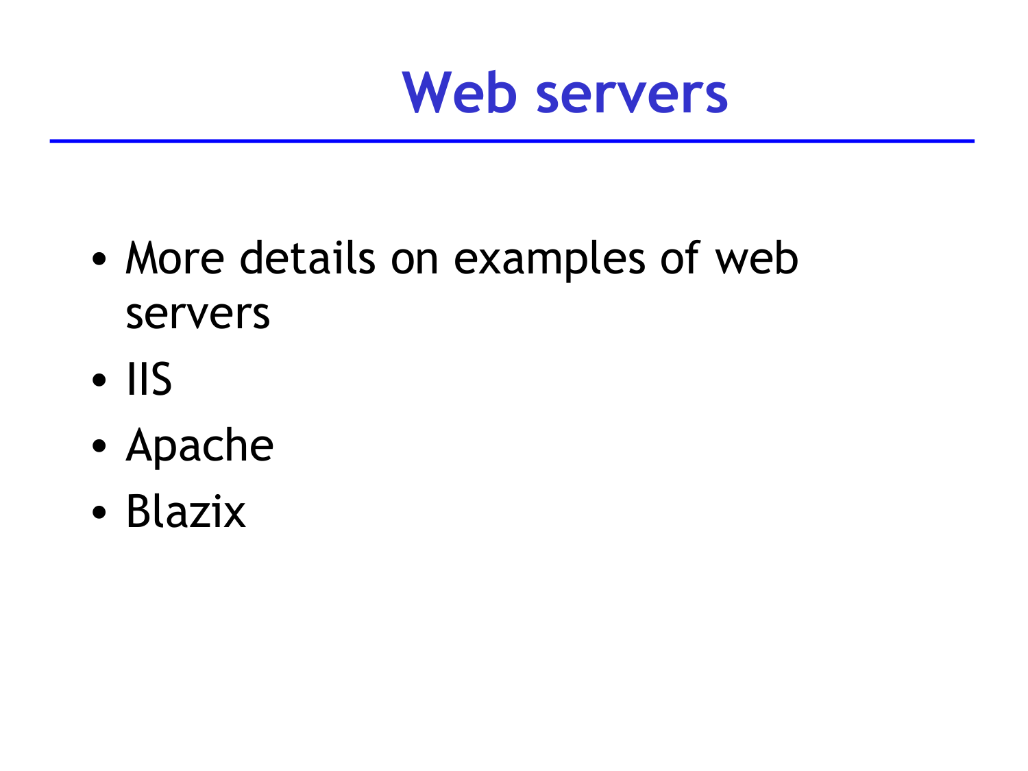# Web servers

- More details on examples of web servers
- IIS
- Apache
- Blazix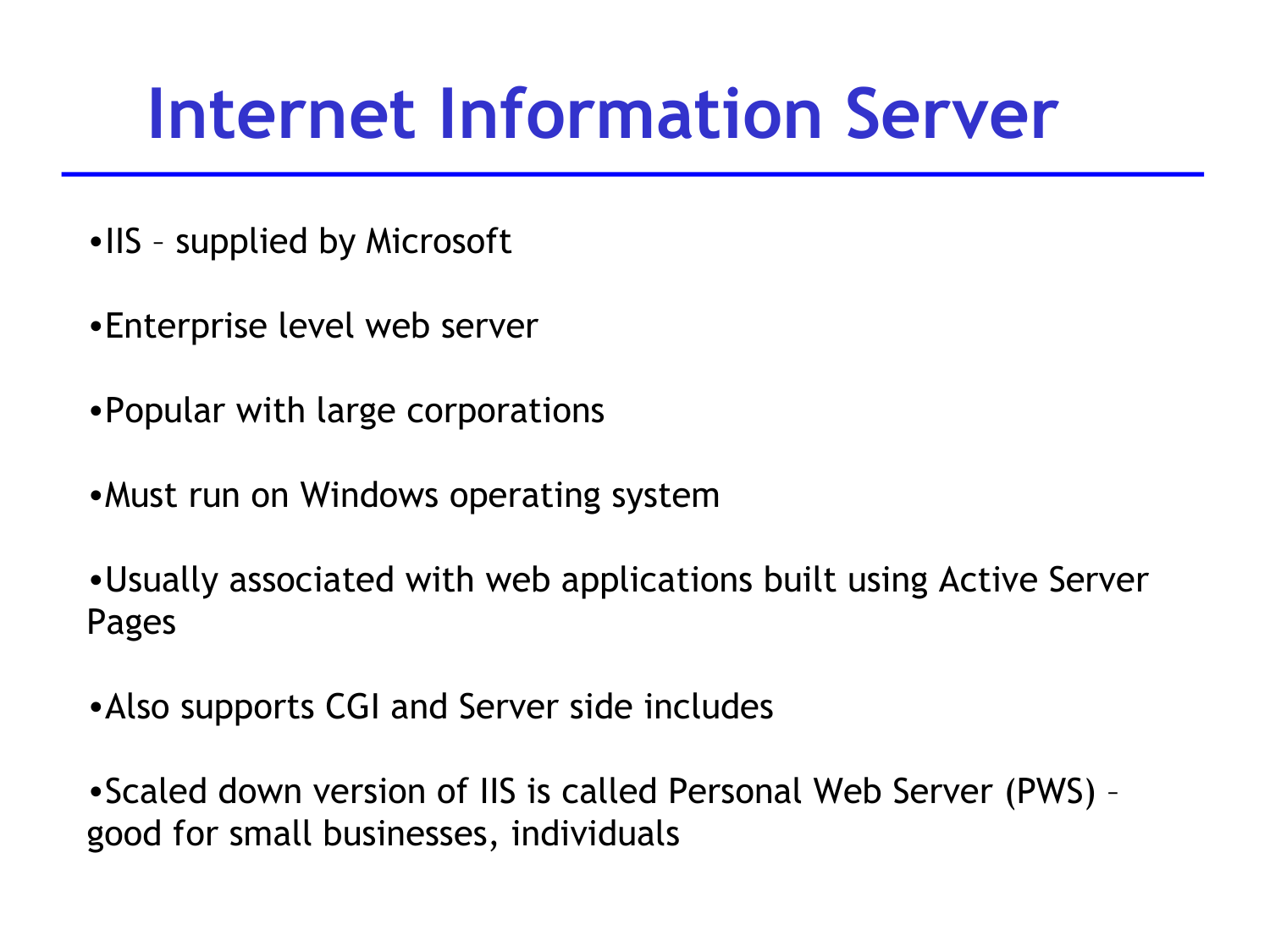# Internet Information Server

- IIS – supplied by Microsoft
- Enterprise level web server
- Popular with large corporations
- Must run on Windows operating system
- Usually associated with web applications built using Active Server Pages
- Also supports CGI and Server side includes
- Scaled down version of IIS is called Personal Web Server (PWS) – good for small businesses, individuals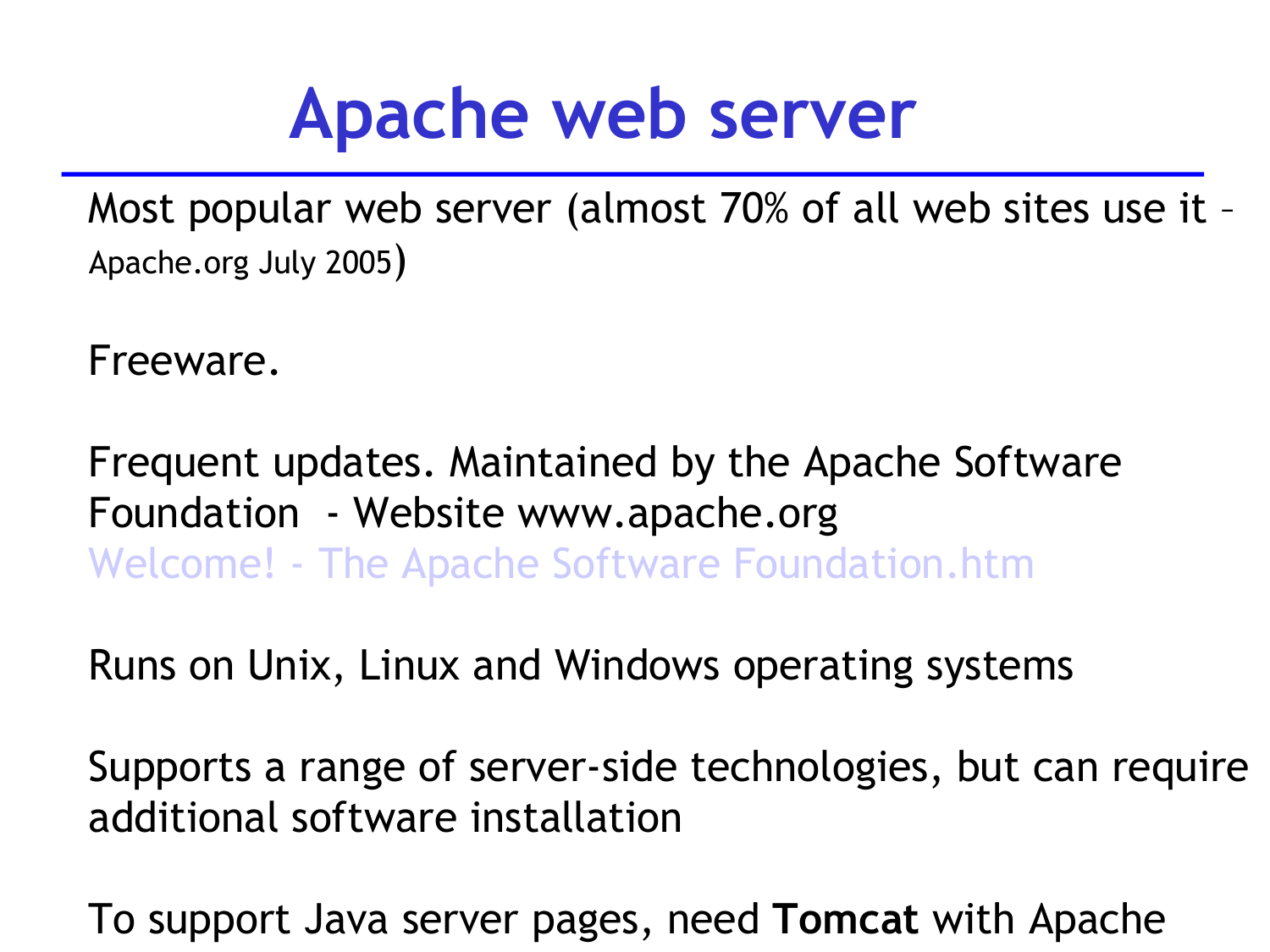# Apache web server

Most popular web server (almost 70% of all web sites use it – Apache.org July 2005)

Freeware.

Frequent updates. Maintained by the Apache Software Foundation - Website www.apache.org
Welcome! - The Apache Software Foundation.htm

Runs on Unix, Linux and Windows operating systems

Supports a range of server-side technologies, but can require additional software installation

To support Java server pages, need **Tomcat** with Apache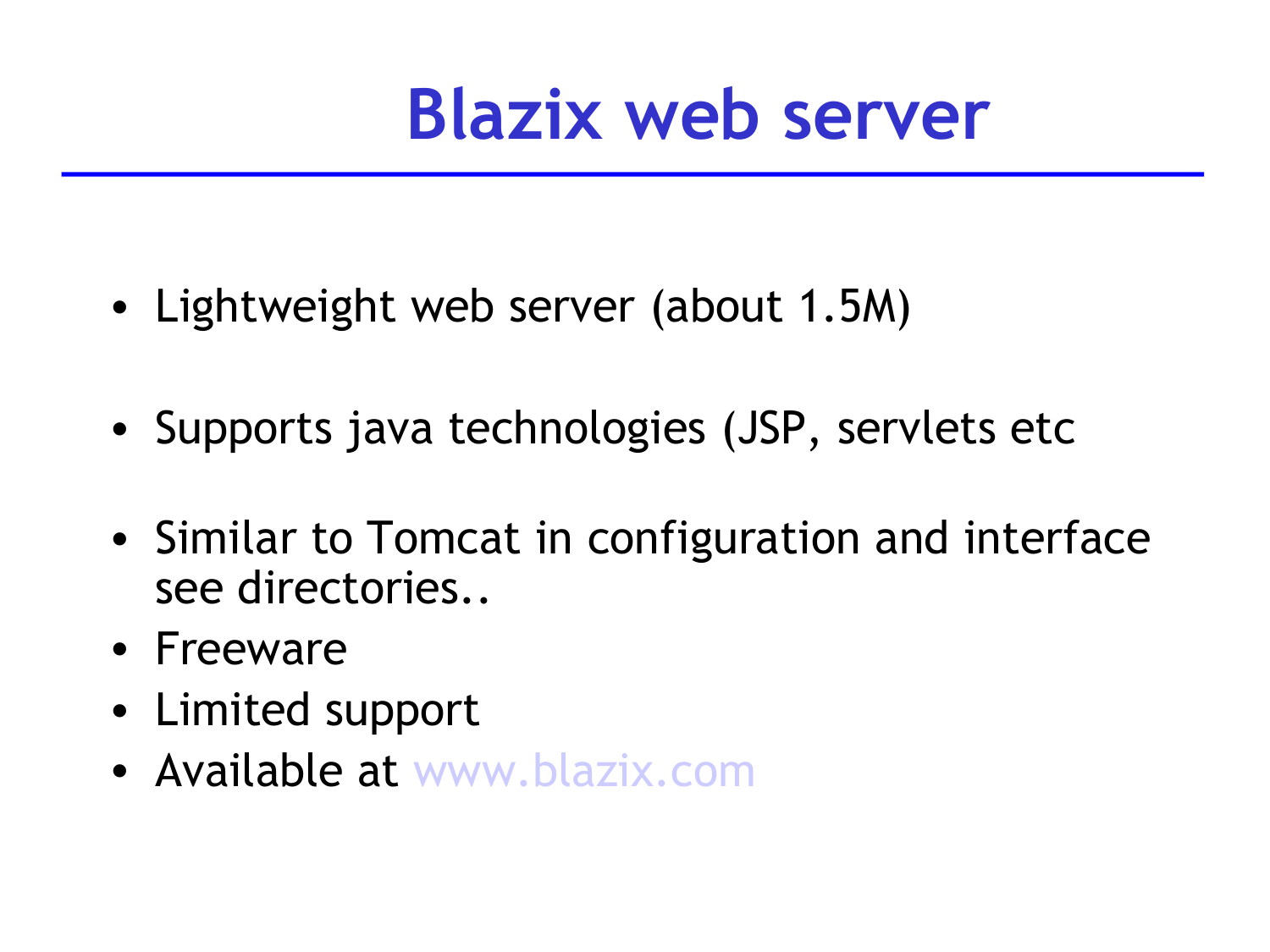# Blazix web server

- Lightweight web server (about 1.5M)
- Supports java technologies (JSP, servlets etc
- Similar to Tomcat in configuration and interface see directories..
- Freeware
- Limited support
- Available at www.blazix.com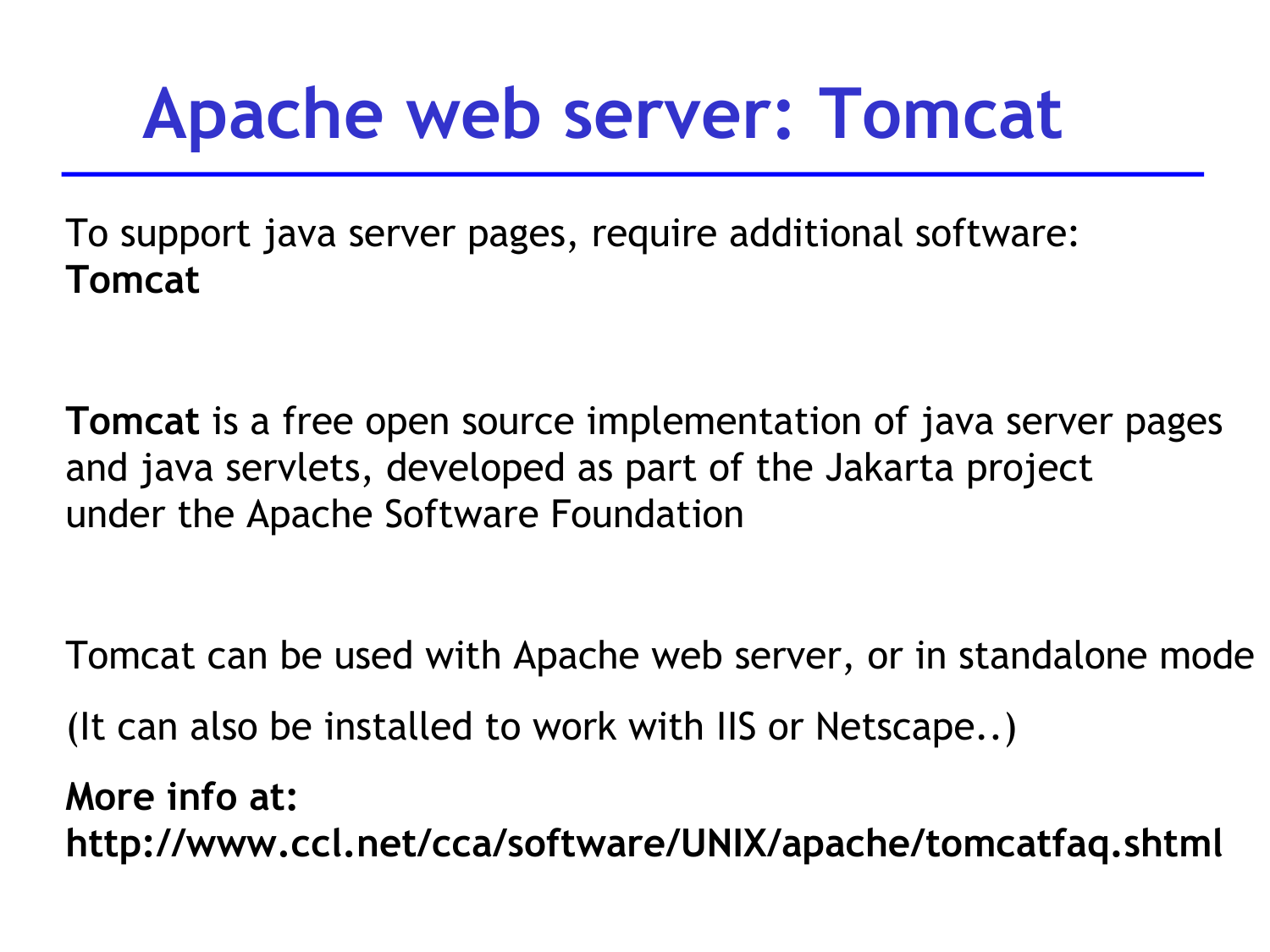# Apache web server: Tomcat

To support java server pages, require additional software:
**Tomcat**

**Tomcat** is a free open source implementation of java server pages and java servlets, developed as part of the Jakarta project under the Apache Software Foundation

Tomcat can be used with Apache web server, or in standalone mode

(It can also be installed to work with IIS or Netscape..)

**More info at:**
**http://www.ccl.net/cca/software/UNIX/apache/tomcatfaq.shtml**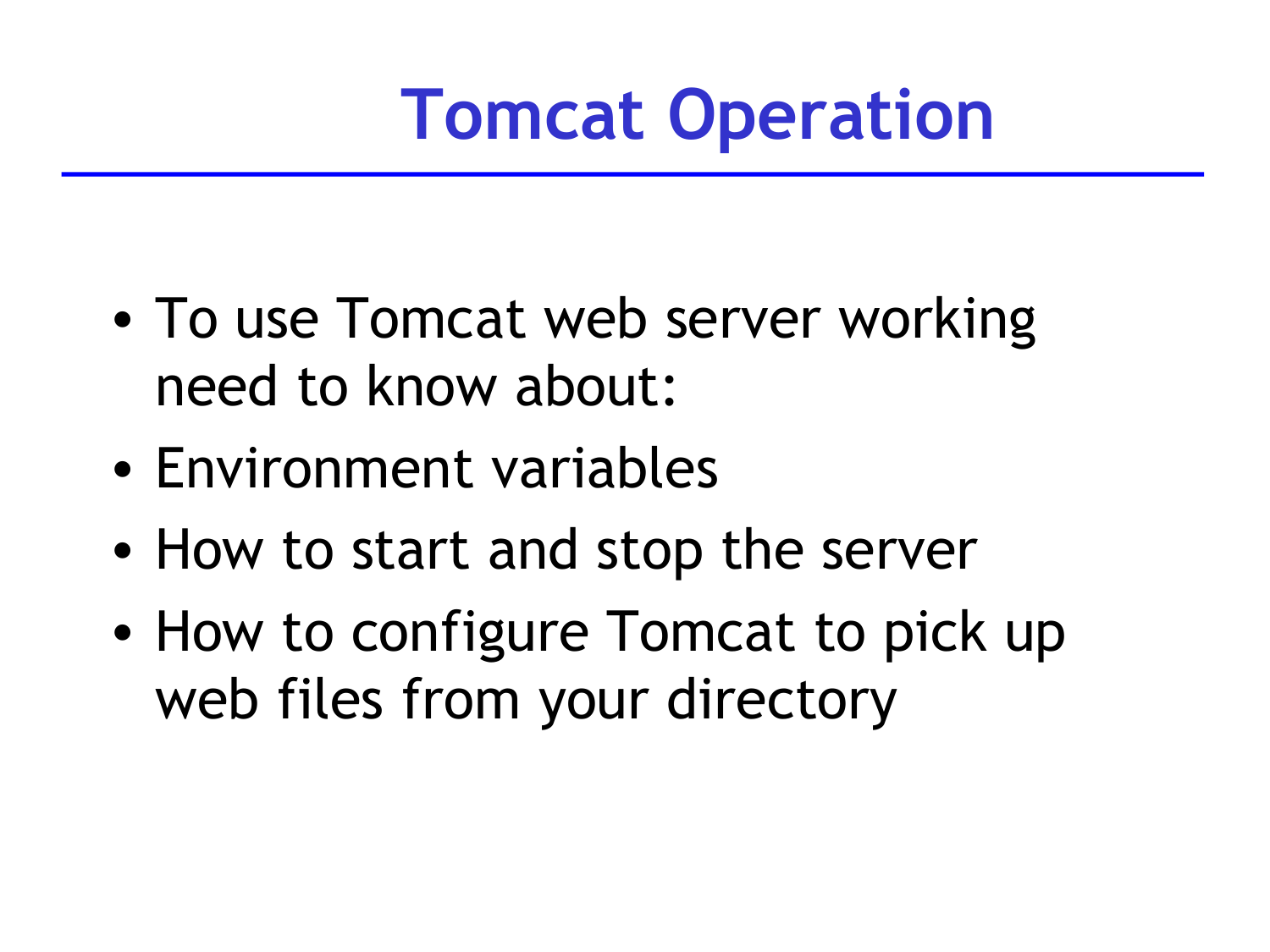# Tomcat Operation

- To use Tomcat web server working need to know about:
- Environment variables
- How to start and stop the server
- How to configure Tomcat to pick up web files from your directory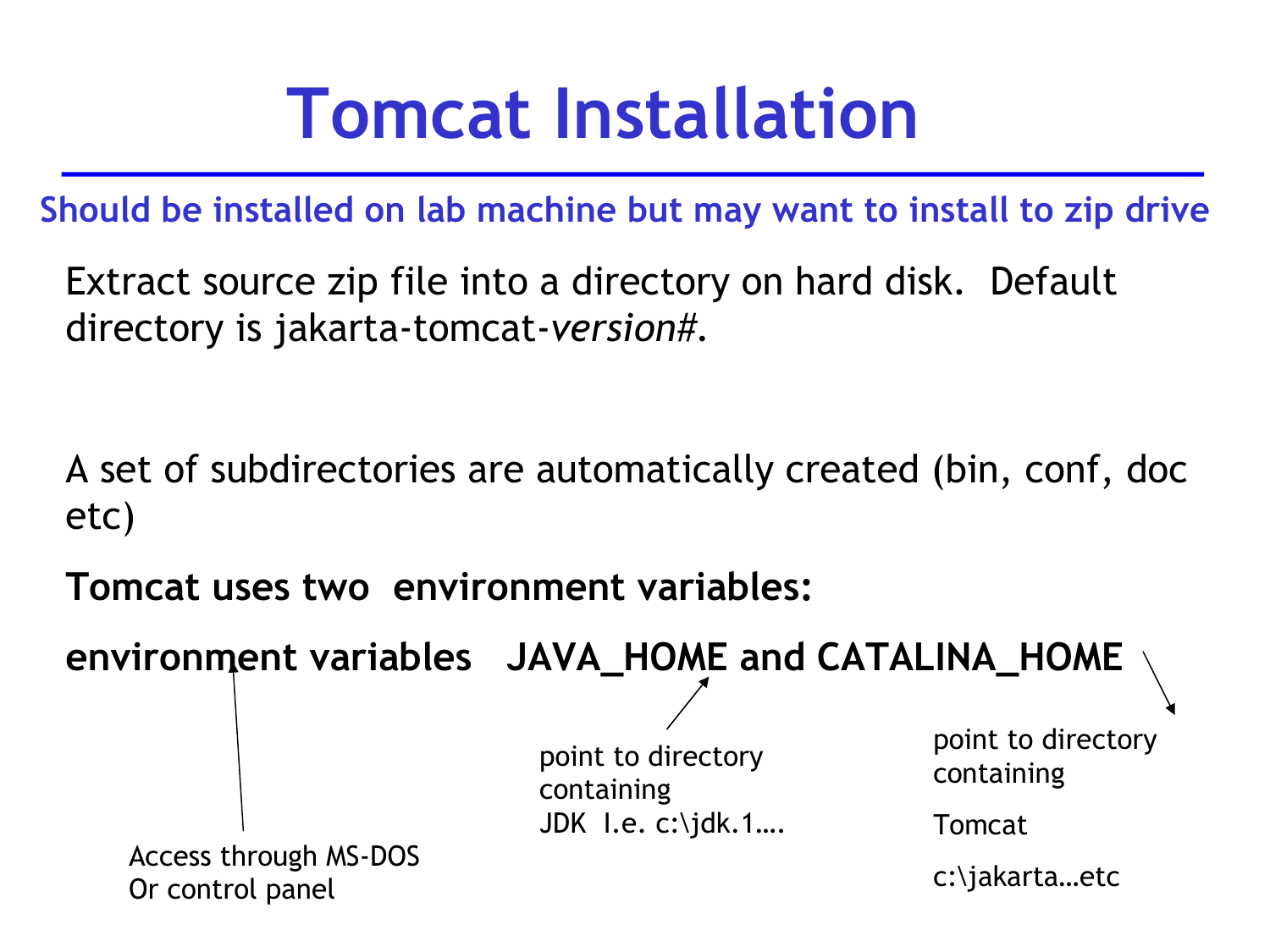# Tomcat Installation

**Should be installed on lab machine but may want to install to zip drive**

Extract source zip file into a directory on hard disk. Default directory is jakarta-tomcat-*version#*.

A set of subdirectories are automatically created (bin, conf, doc etc)

**Tomcat uses two environment variables:**

**environment variables JAVA_HOME and CATALINA_HOME**

Access through MS-DOS
Or control panel

point to directory containing
JDK I.e. c:\jdk.1….

point to directory containing

Tomcat

c:\jakarta…etc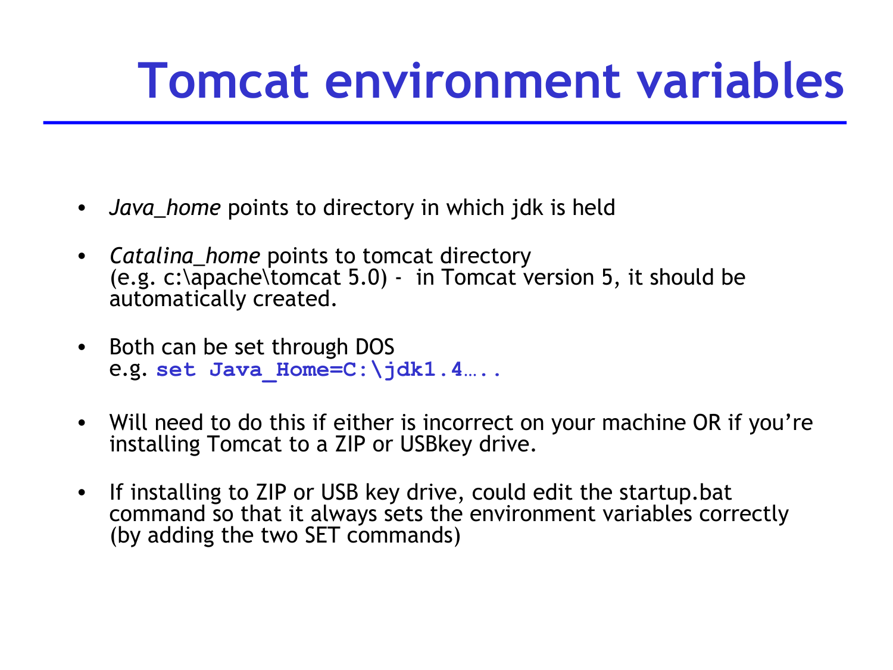# Tomcat environment variables

- *Java_home* points to directory in which jdk is held
- *Catalina_home* points to tomcat directory (e.g. c:\apache\tomcat 5.0) - in Tomcat version 5, it should be automatically created.
- Both can be set through DOS e.g. `set Java_Home=C:\jdk1.4…..`
- Will need to do this if either is incorrect on your machine OR if you're installing Tomcat to a ZIP or USBkey drive.
- If installing to ZIP or USB key drive, could edit the startup.bat command so that it always sets the environment variables correctly (by adding the two SET commands)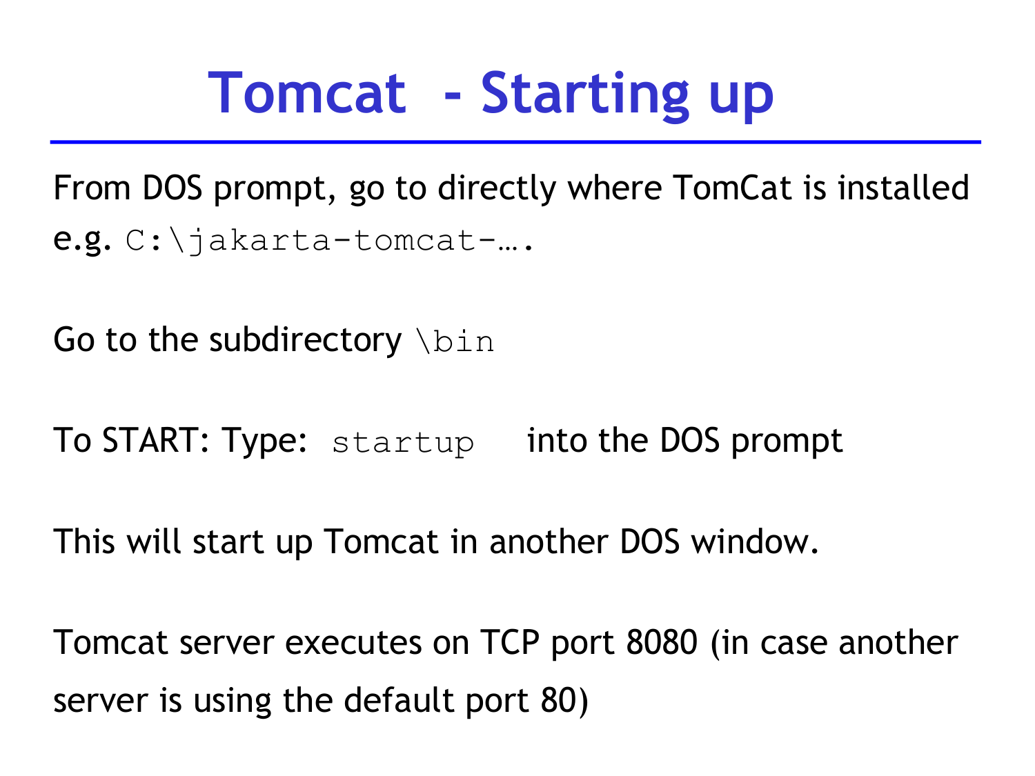# Tomcat - Starting up

From DOS prompt, go to directly where TomCat is installed e.g. `C:\jakarta-tomcat-….`

Go to the subdirectory `\bin`

To START: Type: `startup` into the DOS prompt

This will start up Tomcat in another DOS window.

Tomcat server executes on TCP port 8080 (in case another server is using the default port 80)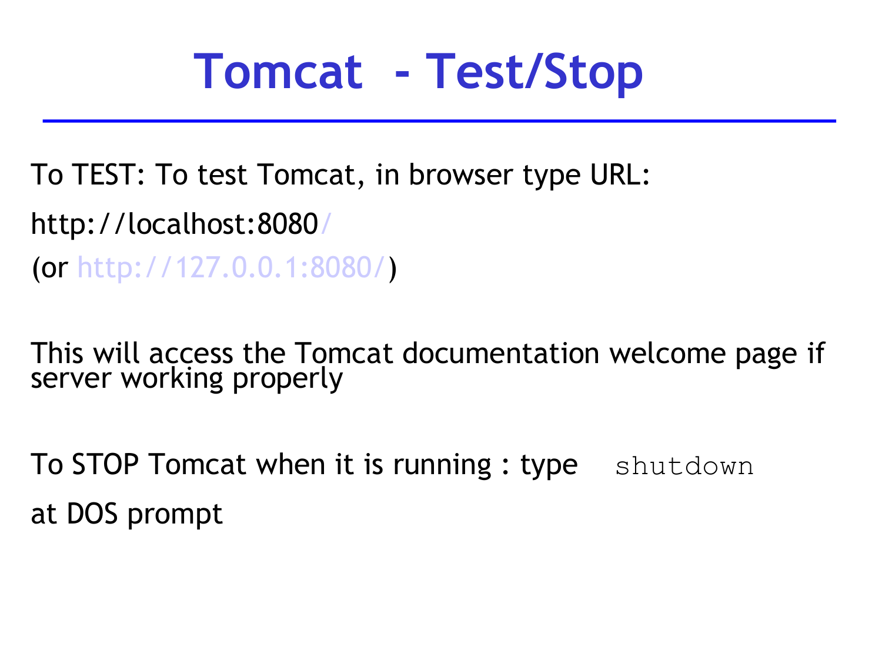# Tomcat - Test/Stop

To TEST: To test Tomcat, in browser type URL:

http://localhost:8080/

(or http://127.0.0.1:8080/)

This will access the Tomcat documentation welcome page if server working properly

To STOP Tomcat when it is running : type `shutdown`

at DOS prompt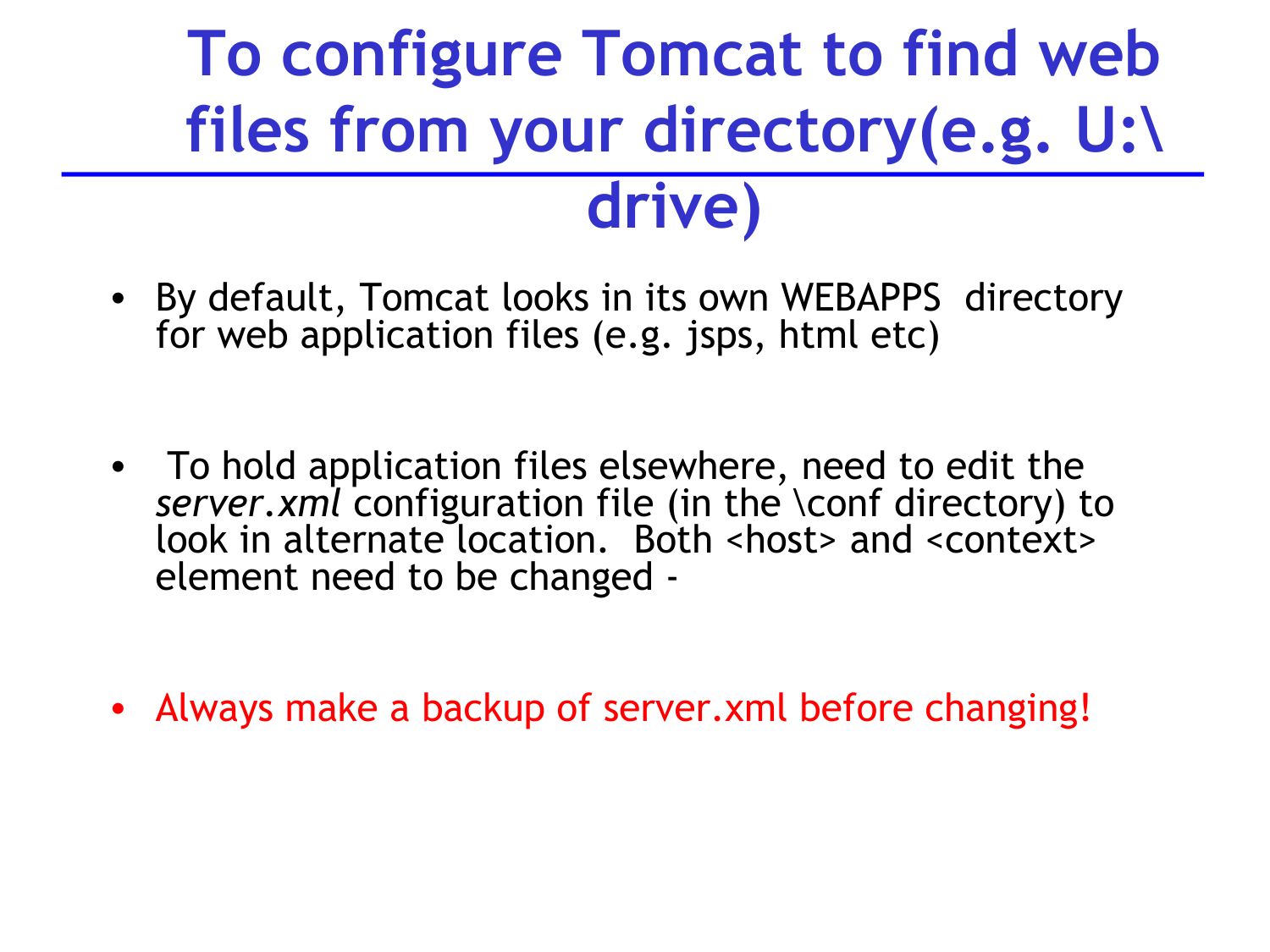# To configure Tomcat to find web files from your directory(e.g. U:\ drive)

- By default, Tomcat looks in its own WEBAPPS directory for web application files (e.g. jsps, html etc)
- To hold application files elsewhere, need to edit the *server.xml* configuration file (in the \conf directory) to look in alternate location. Both <host> and <context> element need to be changed -
- Always make a backup of server.xml before changing!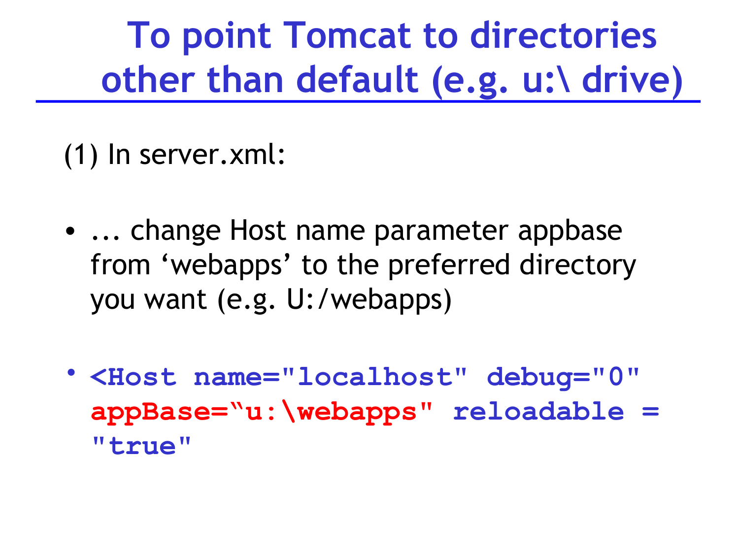# To point Tomcat to directories other than default (e.g. u:\ drive)

(1) In server.xml:

- ... change Host name parameter appbase from ‘webapps’ to the preferred directory you want (e.g. U:/webapps)

- `<Host name="localhost" debug="0" appBase=“u:\webapps" reloadable = "true"`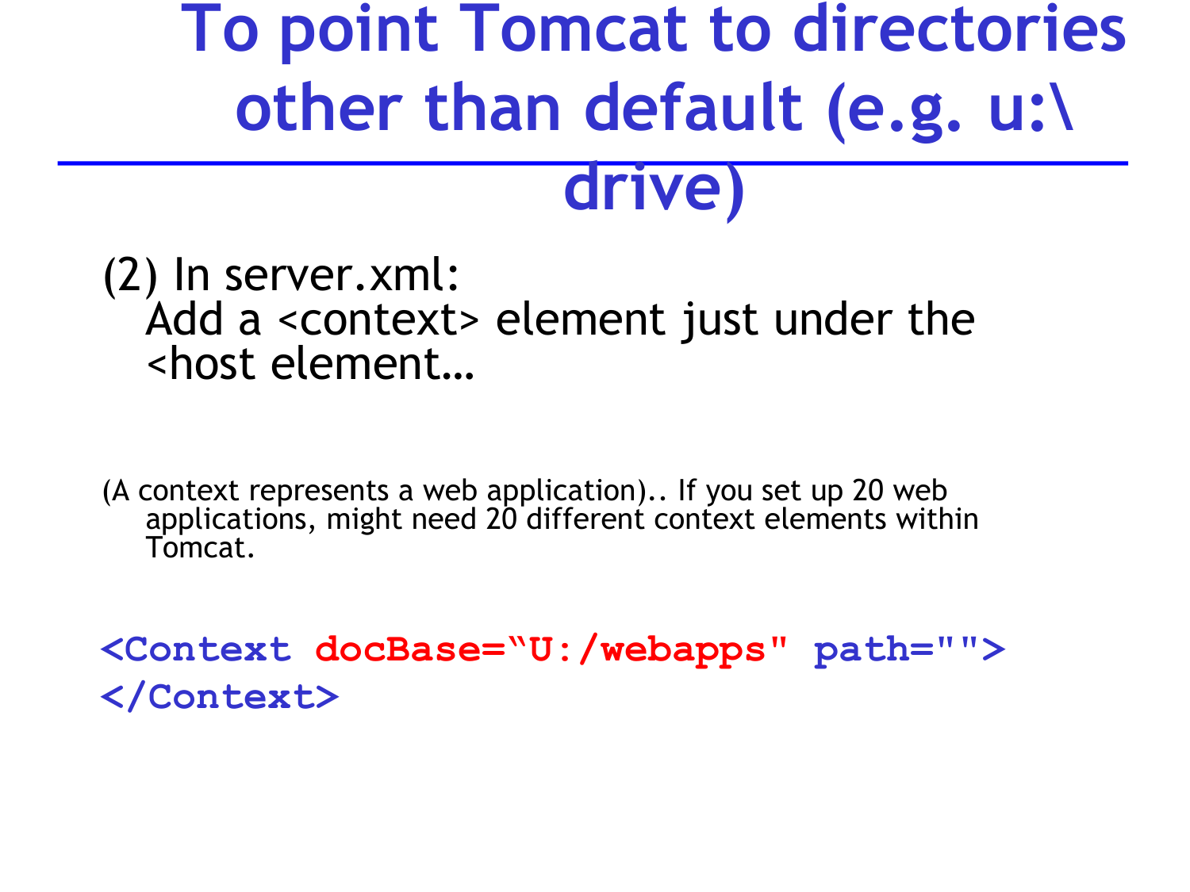# To point Tomcat to directories other than default (e.g. u:\ drive)

(2) In server.xml:
Add a <context> element just under the <host element…

(A context represents a web application).. If you set up 20 web applications, might need 20 different context elements within Tomcat.

```
<Context docBase=“U:/webapps" path="">
</Context>
```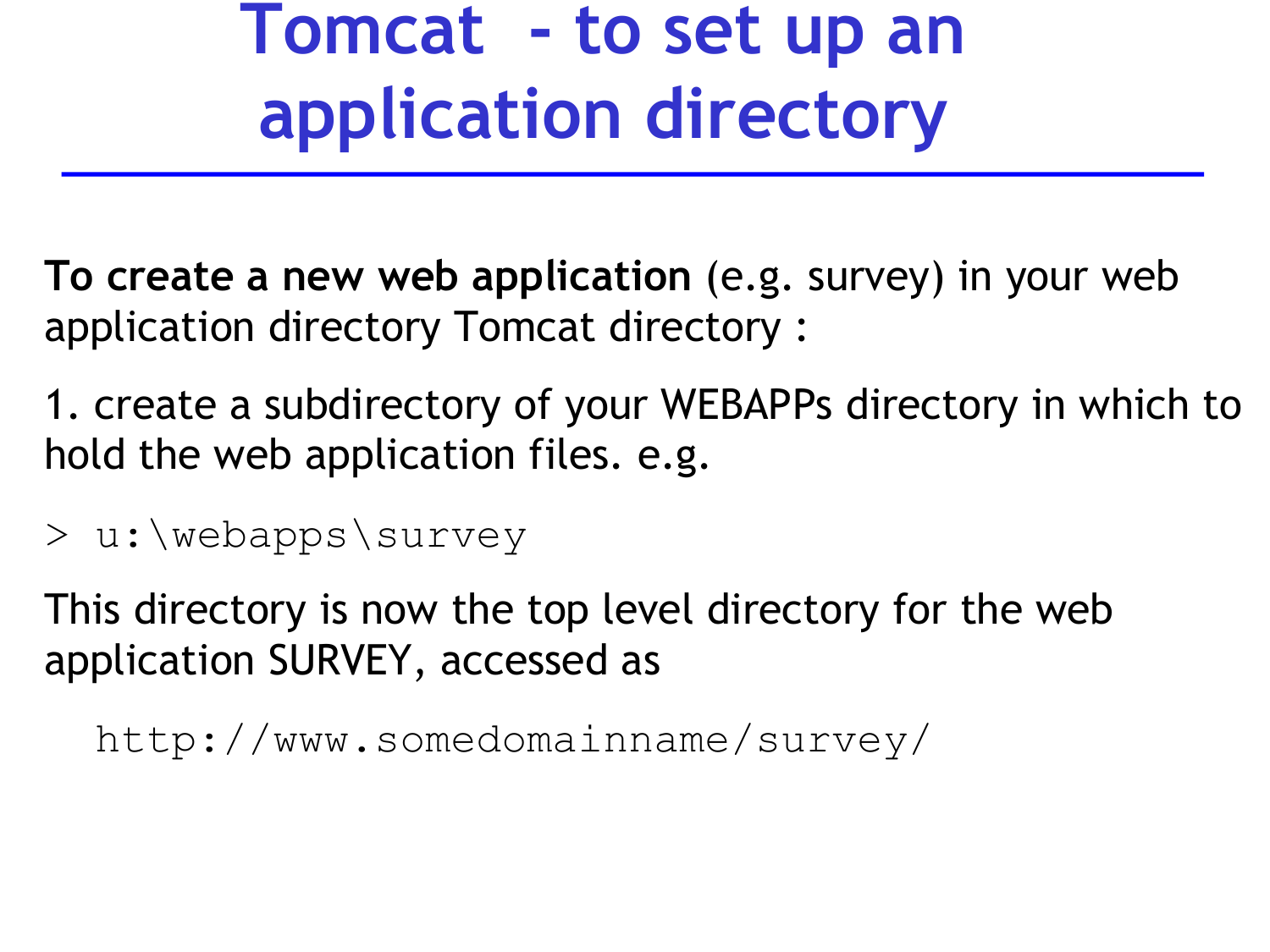# Tomcat - to set up an application directory

**To create a new web application** (e.g. survey) in your web application directory Tomcat directory :

1. create a subdirectory of your WEBAPPs directory in which to hold the web application files. e.g.

```
> u:\webapps\survey
```

This directory is now the top level directory for the web application SURVEY, accessed as

```
http://www.somedomainname/survey/
```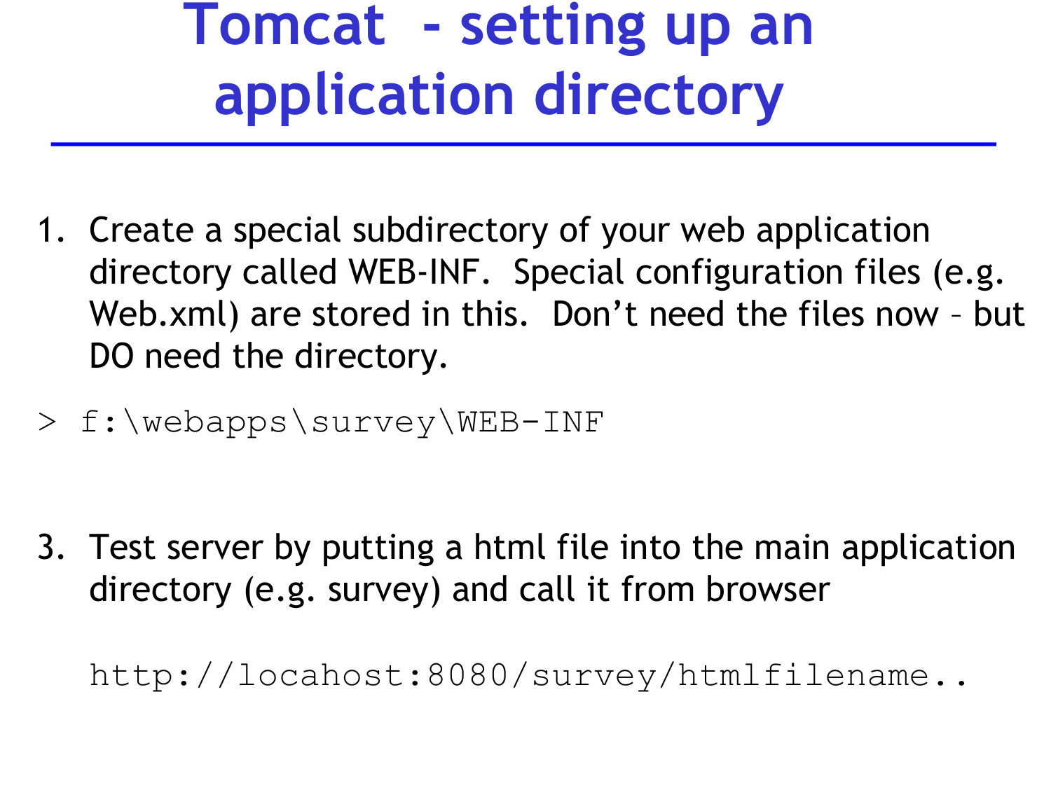# Tomcat - setting up an application directory

1. Create a special subdirectory of your web application directory called WEB-INF. Special configuration files (e.g. Web.xml) are stored in this. Don't need the files now – but DO need the directory.

```
> f:\webapps\survey\WEB-INF
```

3. Test server by putting a html file into the main application directory (e.g. survey) and call it from browser

```
http://locahost:8080/survey/htmlfilename..
```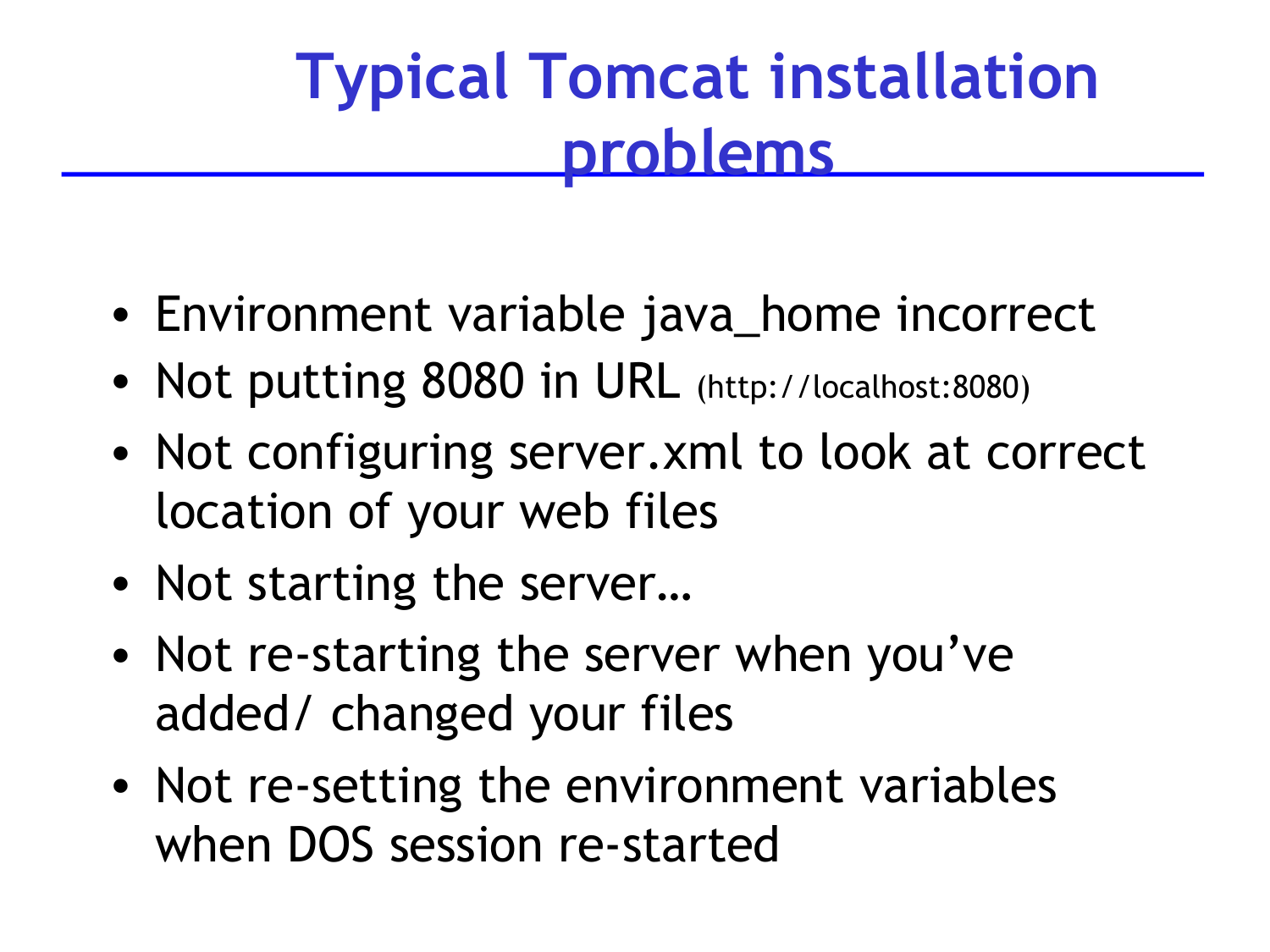# Typical Tomcat installation problems

- Environment variable java_home incorrect
- Not putting 8080 in URL (http://localhost:8080)
- Not configuring server.xml to look at correct location of your web files
- Not starting the server…
- Not re-starting the server when you've added/ changed your files
- Not re-setting the environment variables when DOS session re-started